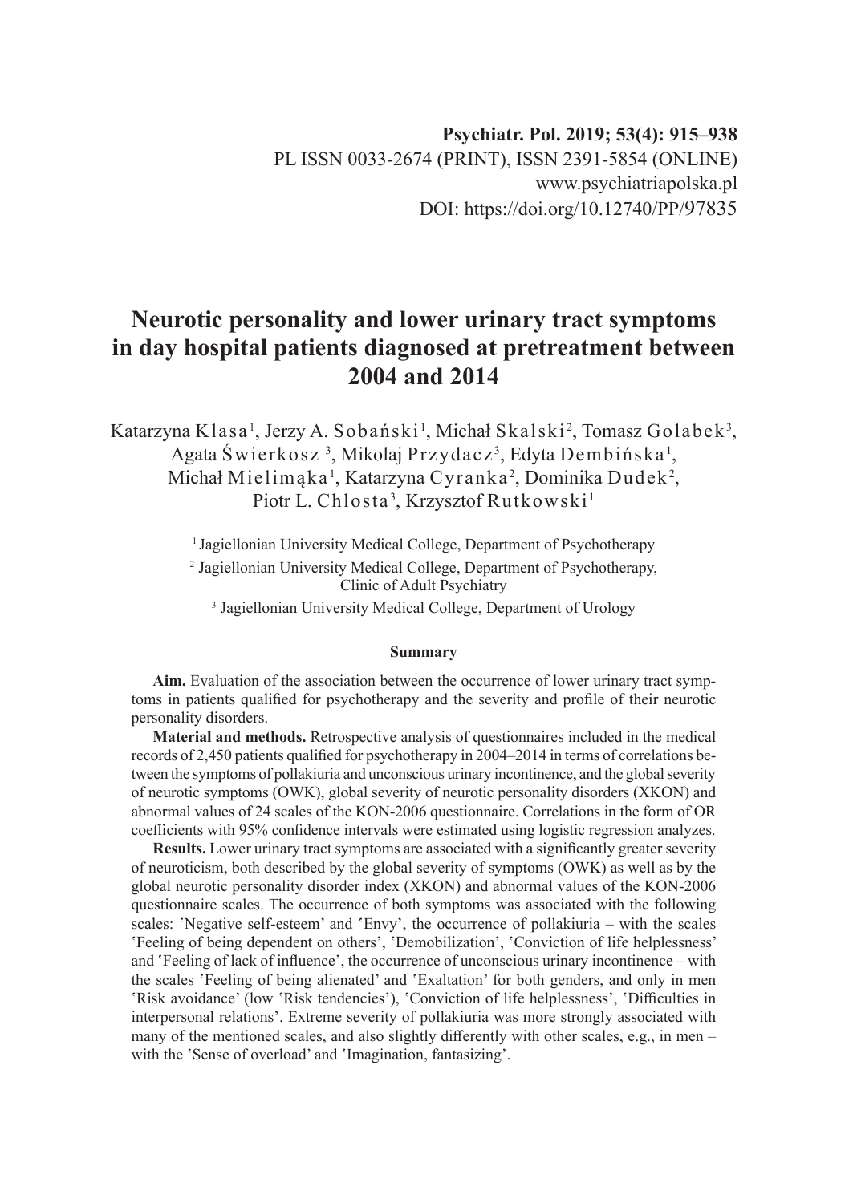**Psychiatr. Pol. 2019; 53(4): 915–938**
PL ISSN 0033-2674 (PRINT), ISSN 2391-5854 (ONLINE)
www.psychiatriapolska.pl
DOI: https://doi.org/10.12740/PP/97835

# Neurotic personality and lower urinary tract symptoms in day hospital patients diagnosed at pretreatment between 2004 and 2014

Katarzyna Klasa[1], Jerzy A. Sobański[1], Michał Skalski[2], Tomasz Golabek[3], Agata Świerkosz[3], Mikolaj Przydacz[3], Edyta Dembińska[1], Michał Mielimąka[1], Katarzyna Cyranka[2], Dominika Dudek[2], Piotr L. Chlosta[3], Krzysztof Rutkowski[1]

[1] Jagiellonian University Medical College, Department of Psychotherapy

[2] Jagiellonian University Medical College, Department of Psychotherapy, Clinic of Adult Psychiatry

[3] Jagiellonian University Medical College, Department of Urology

#### Summary

**Aim.** Evaluation of the association between the occurrence of lower urinary tract symptoms in patients qualified for psychotherapy and the severity and profile of their neurotic personality disorders.

**Material and methods.** Retrospective analysis of questionnaires included in the medical records of 2,450 patients qualified for psychotherapy in 2004–2014 in terms of correlations between the symptoms of pollakiuria and unconscious urinary incontinence, and the global severity of neurotic symptoms (OWK), global severity of neurotic personality disorders (XKON) and abnormal values of 24 scales of the KON-2006 questionnaire. Correlations in the form of OR coefficients with 95% confidence intervals were estimated using logistic regression analyzes.

**Results.** Lower urinary tract symptoms are associated with a significantly greater severity of neuroticism, both described by the global severity of symptoms (OWK) as well as by the global neurotic personality disorder index (XKON) and abnormal values of the KON-2006 questionnaire scales. The occurrence of both symptoms was associated with the following scales: 'Negative self-esteem' and 'Envy', the occurrence of pollakiuria – with the scales 'Feeling of being dependent on others', 'Demobilization', 'Conviction of life helplessness' and 'Feeling of lack of influence', the occurrence of unconscious urinary incontinence – with the scales 'Feeling of being alienated' and 'Exaltation' for both genders, and only in men 'Risk avoidance' (low 'Risk tendencies'), 'Conviction of life helplessness', 'Difficulties in interpersonal relations'. Extreme severity of pollakiuria was more strongly associated with many of the mentioned scales, and also slightly differently with other scales, e.g., in men – with the 'Sense of overload' and 'Imagination, fantasizing'.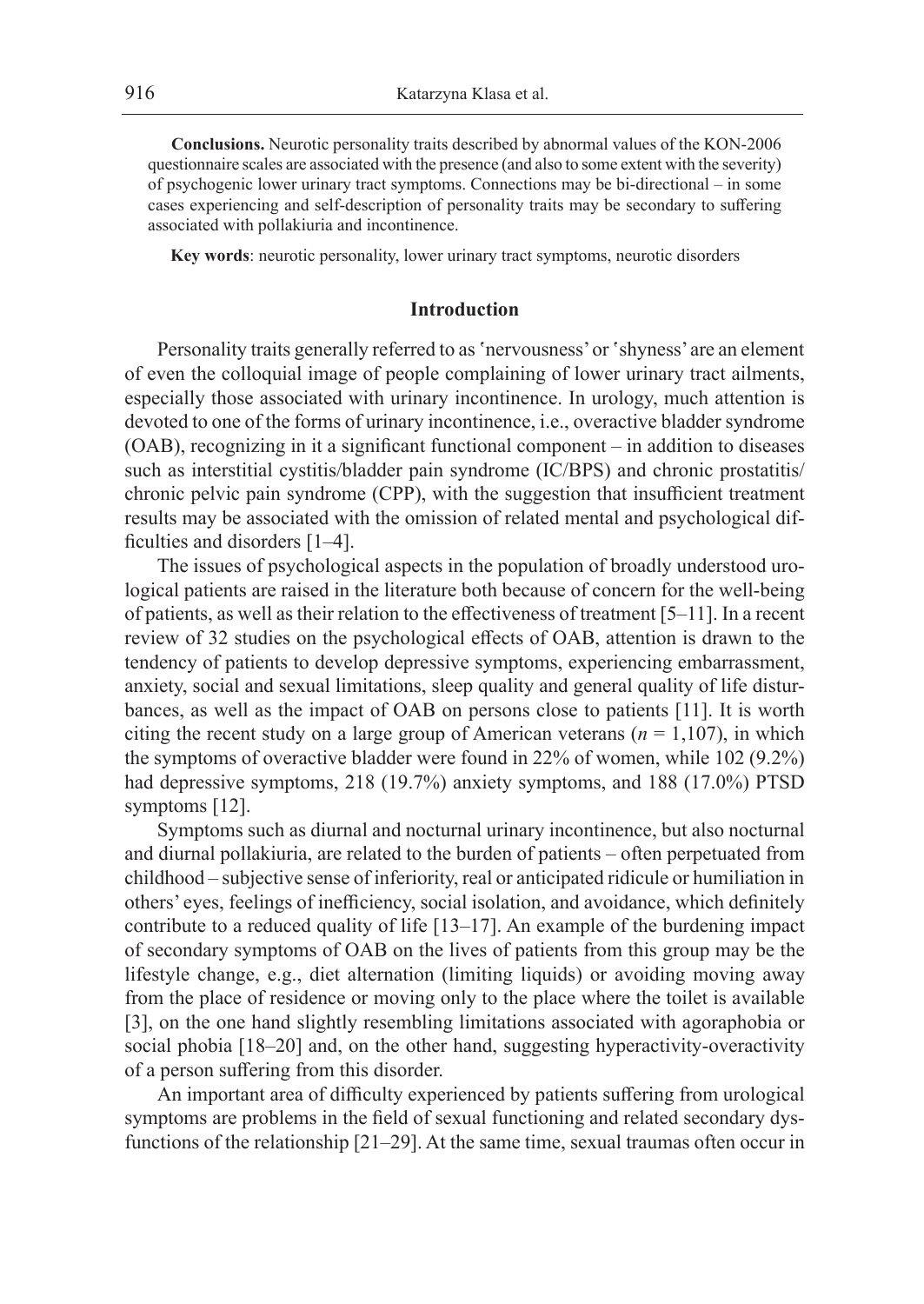**Conclusions.** Neurotic personality traits described by abnormal values of the KON-2006 questionnaire scales are associated with the presence (and also to some extent with the severity) of psychogenic lower urinary tract symptoms. Connections may be bi-directional – in some cases experiencing and self-description of personality traits may be secondary to suffering associated with pollakiuria and incontinence.

**Key words**: neurotic personality, lower urinary tract symptoms, neurotic disorders

## Introduction

Personality traits generally referred to as 'nervousness' or 'shyness' are an element of even the colloquial image of people complaining of lower urinary tract ailments, especially those associated with urinary incontinence. In urology, much attention is devoted to one of the forms of urinary incontinence, i.e., overactive bladder syndrome (OAB), recognizing in it a significant functional component – in addition to diseases such as interstitial cystitis/bladder pain syndrome (IC/BPS) and chronic prostatitis/chronic pelvic pain syndrome (CPP), with the suggestion that insufficient treatment results may be associated with the omission of related mental and psychological difficulties and disorders [1–4].

The issues of psychological aspects in the population of broadly understood urological patients are raised in the literature both because of concern for the well-being of patients, as well as their relation to the effectiveness of treatment [5–11]. In a recent review of 32 studies on the psychological effects of OAB, attention is drawn to the tendency of patients to develop depressive symptoms, experiencing embarrassment, anxiety, social and sexual limitations, sleep quality and general quality of life disturbances, as well as the impact of OAB on persons close to patients [11]. It is worth citing the recent study on a large group of American veterans ($n$ = 1,107), in which the symptoms of overactive bladder were found in 22% of women, while 102 (9.2%) had depressive symptoms, 218 (19.7%) anxiety symptoms, and 188 (17.0%) PTSD symptoms [12].

Symptoms such as diurnal and nocturnal urinary incontinence, but also nocturnal and diurnal pollakiuria, are related to the burden of patients – often perpetuated from childhood – subjective sense of inferiority, real or anticipated ridicule or humiliation in others' eyes, feelings of inefficiency, social isolation, and avoidance, which definitely contribute to a reduced quality of life [13–17]. An example of the burdening impact of secondary symptoms of OAB on the lives of patients from this group may be the lifestyle change, e.g., diet alternation (limiting liquids) or avoiding moving away from the place of residence or moving only to the place where the toilet is available [3], on the one hand slightly resembling limitations associated with agoraphobia or social phobia [18–20] and, on the other hand, suggesting hyperactivity-overactivity of a person suffering from this disorder.

An important area of difficulty experienced by patients suffering from urological symptoms are problems in the field of sexual functioning and related secondary dysfunctions of the relationship [21–29]. At the same time, sexual traumas often occur in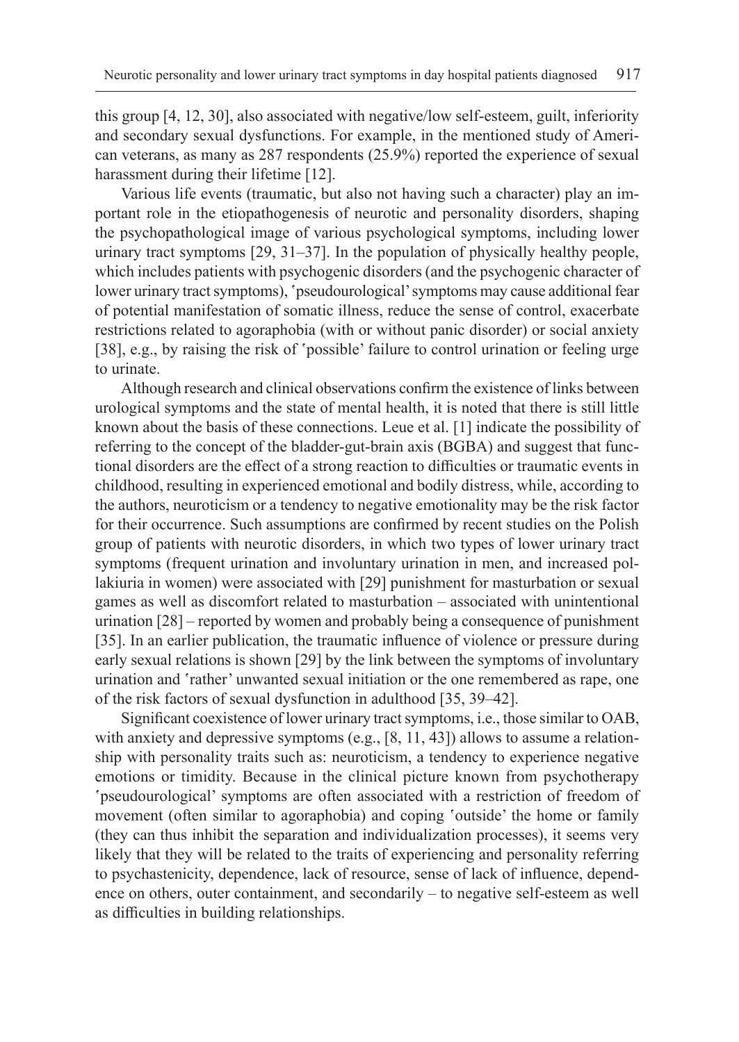this group [4, 12, 30], also associated with negative/low self-esteem, guilt, inferiority and secondary sexual dysfunctions. For example, in the mentioned study of American veterans, as many as 287 respondents (25.9%) reported the experience of sexual harassment during their lifetime [12].

Various life events (traumatic, but also not having such a character) play an important role in the etiopathogenesis of neurotic and personality disorders, shaping the psychopathological image of various psychological symptoms, including lower urinary tract symptoms [29, 31–37]. In the population of physically healthy people, which includes patients with psychogenic disorders (and the psychogenic character of lower urinary tract symptoms), 'pseudourological' symptoms may cause additional fear of potential manifestation of somatic illness, reduce the sense of control, exacerbate restrictions related to agoraphobia (with or without panic disorder) or social anxiety [38], e.g., by raising the risk of 'possible' failure to control urination or feeling urge to urinate.

Although research and clinical observations confirm the existence of links between urological symptoms and the state of mental health, it is noted that there is still little known about the basis of these connections. Leue et al. [1] indicate the possibility of referring to the concept of the bladder-gut-brain axis (BGBA) and suggest that functional disorders are the effect of a strong reaction to difficulties or traumatic events in childhood, resulting in experienced emotional and bodily distress, while, according to the authors, neuroticism or a tendency to negative emotionality may be the risk factor for their occurrence. Such assumptions are confirmed by recent studies on the Polish group of patients with neurotic disorders, in which two types of lower urinary tract symptoms (frequent urination and involuntary urination in men, and increased pollakiuria in women) were associated with [29] punishment for masturbation or sexual games as well as discomfort related to masturbation – associated with unintentional urination [28] – reported by women and probably being a consequence of punishment [35]. In an earlier publication, the traumatic influence of violence or pressure during early sexual relations is shown [29] by the link between the symptoms of involuntary urination and 'rather' unwanted sexual initiation or the one remembered as rape, one of the risk factors of sexual dysfunction in adulthood [35, 39–42].

Significant coexistence of lower urinary tract symptoms, i.e., those similar to OAB, with anxiety and depressive symptoms (e.g., [8, 11, 43]) allows to assume a relationship with personality traits such as: neuroticism, a tendency to experience negative emotions or timidity. Because in the clinical picture known from psychotherapy 'pseudourological' symptoms are often associated with a restriction of freedom of movement (often similar to agoraphobia) and coping 'outside' the home or family (they can thus inhibit the separation and individualization processes), it seems very likely that they will be related to the traits of experiencing and personality referring to psychastenicity, dependence, lack of resource, sense of lack of influence, dependence on others, outer containment, and secondarily – to negative self-esteem as well as difficulties in building relationships.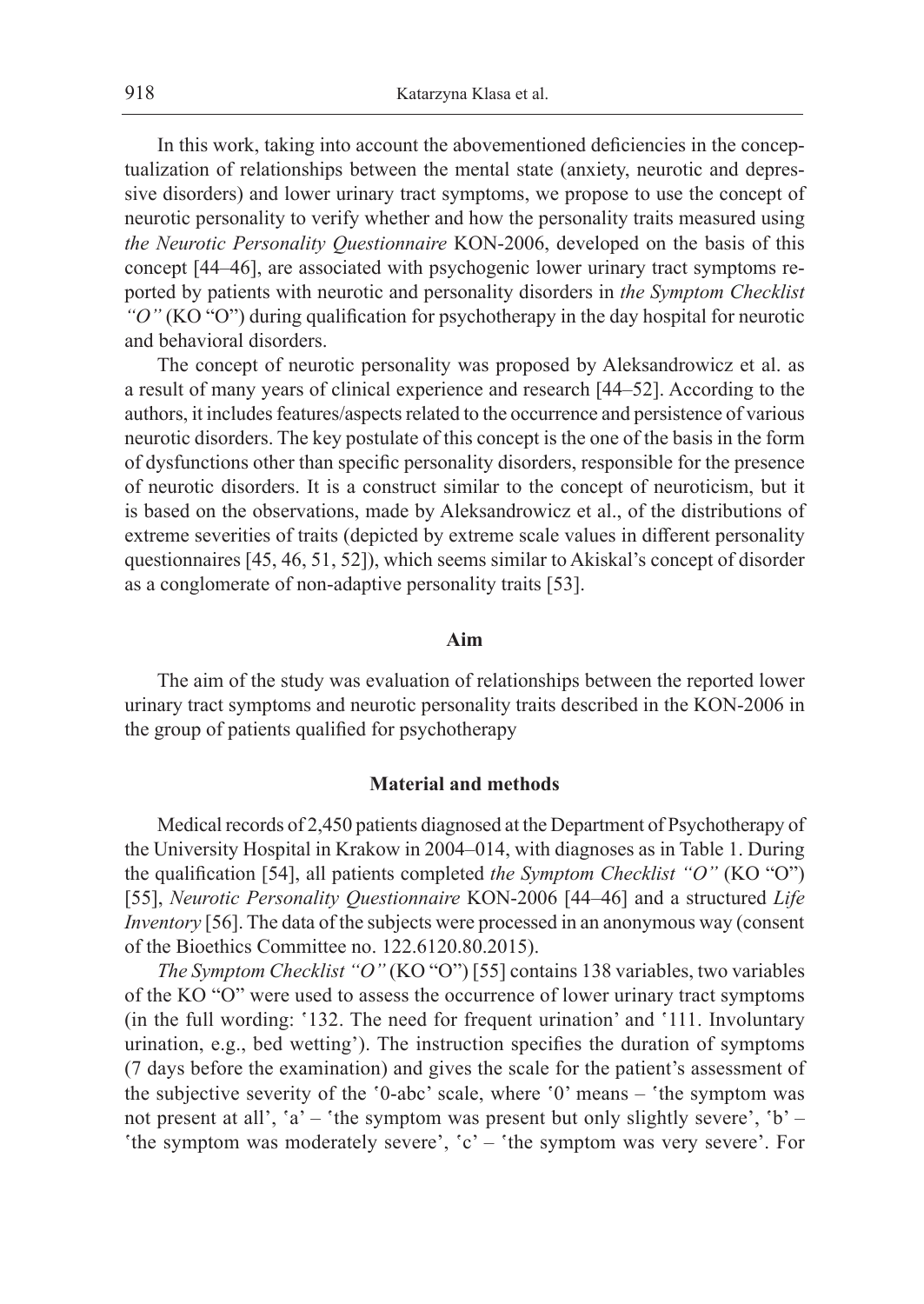In this work, taking into account the abovementioned deficiencies in the conceptualization of relationships between the mental state (anxiety, neurotic and depressive disorders) and lower urinary tract symptoms, we propose to use the concept of neurotic personality to verify whether and how the personality traits measured using *the Neurotic Personality Questionnaire* KON-2006, developed on the basis of this concept [44–46], are associated with psychogenic lower urinary tract symptoms reported by patients with neurotic and personality disorders in *the Symptom Checklist "O"* (KO "O") during qualification for psychotherapy in the day hospital for neurotic and behavioral disorders.

The concept of neurotic personality was proposed by Aleksandrowicz et al. as a result of many years of clinical experience and research [44–52]. According to the authors, it includes features/aspects related to the occurrence and persistence of various neurotic disorders. The key postulate of this concept is the one of the basis in the form of dysfunctions other than specific personality disorders, responsible for the presence of neurotic disorders. It is a construct similar to the concept of neuroticism, but it is based on the observations, made by Aleksandrowicz et al., of the distributions of extreme severities of traits (depicted by extreme scale values in different personality questionnaires [45, 46, 51, 52]), which seems similar to Akiskal's concept of disorder as a conglomerate of non-adaptive personality traits [53].

## Aim

The aim of the study was evaluation of relationships between the reported lower urinary tract symptoms and neurotic personality traits described in the KON-2006 in the group of patients qualified for psychotherapy

## Material and methods

Medical records of 2,450 patients diagnosed at the Department of Psychotherapy of the University Hospital in Krakow in 2004–014, with diagnoses as in Table 1. During the qualification [54], all patients completed *the Symptom Checklist "O"* (KO "O") [55], *Neurotic Personality Questionnaire* KON-2006 [44–46] and a structured *Life Inventory* [56]. The data of the subjects were processed in an anonymous way (consent of the Bioethics Committee no. 122.6120.80.2015).

*The Symptom Checklist "O"* (KO "O") [55] contains 138 variables, two variables of the KO "O" were used to assess the occurrence of lower urinary tract symptoms (in the full wording: '132. The need for frequent urination' and '111. Involuntary urination, e.g., bed wetting'). The instruction specifies the duration of symptoms (7 days before the examination) and gives the scale for the patient's assessment of the subjective severity of the '0-abc' scale, where '0' means – 'the symptom was not present at all', 'a' – 'the symptom was present but only slightly severe', 'b' – 'the symptom was moderately severe', 'c' – 'the symptom was very severe'. For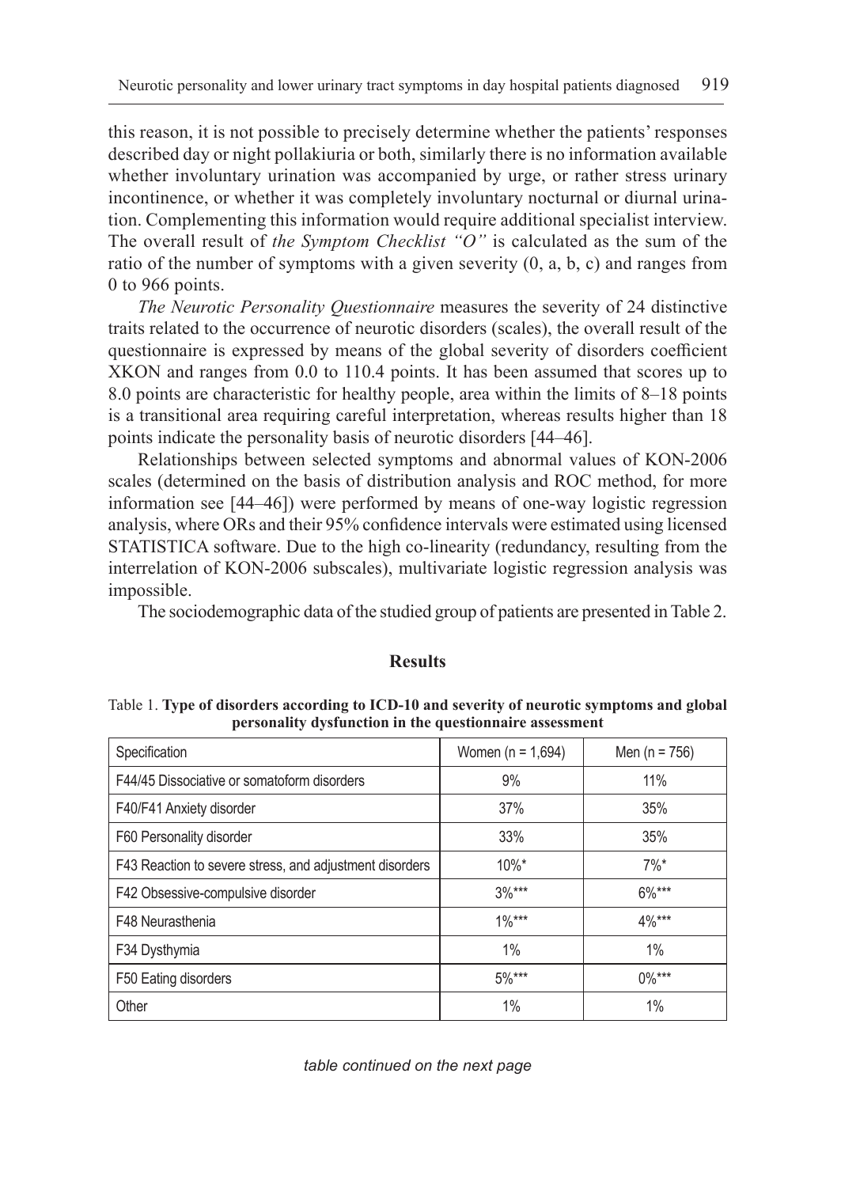this reason, it is not possible to precisely determine whether the patients' responses described day or night pollakiuria or both, similarly there is no information available whether involuntary urination was accompanied by urge, or rather stress urinary incontinence, or whether it was completely involuntary nocturnal or diurnal urination. Complementing this information would require additional specialist interview. The overall result of *the Symptom Checklist "O"* is calculated as the sum of the ratio of the number of symptoms with a given severity (0, a, b, c) and ranges from 0 to 966 points.

*The Neurotic Personality Questionnaire* measures the severity of 24 distinctive traits related to the occurrence of neurotic disorders (scales), the overall result of the questionnaire is expressed by means of the global severity of disorders coefficient XKON and ranges from 0.0 to 110.4 points. It has been assumed that scores up to 8.0 points are characteristic for healthy people, area within the limits of 8–18 points is a transitional area requiring careful interpretation, whereas results higher than 18 points indicate the personality basis of neurotic disorders [44–46].

Relationships between selected symptoms and abnormal values of KON-2006 scales (determined on the basis of distribution analysis and ROC method, for more information see [44–46]) were performed by means of one-way logistic regression analysis, where ORs and their 95% confidence intervals were estimated using licensed STATISTICA software. Due to the high co-linearity (redundancy, resulting from the interrelation of KON-2006 subscales), multivariate logistic regression analysis was impossible.

The sociodemographic data of the studied group of patients are presented in Table 2.

## Results

Table 1. **Type of disorders according to ICD-10 and severity of neurotic symptoms and global personality dysfunction in the questionnaire assessment**

| Specification | Women (n = 1,694) | Men (n = 756) |
|---|---|---|
| F44/45 Dissociative or somatoform disorders | 9% | 11% |
| F40/F41 Anxiety disorder | 37% | 35% |
| F60 Personality disorder | 33% | 35% |
| F43 Reaction to severe stress, and adjustment disorders | 10%* | 7%* |
| F42 Obsessive-compulsive disorder | 3%*** | 6%*** |
| F48 Neurasthenia | 1%*** | 4%*** |
| F34 Dysthymia | 1% | 1% |
| F50 Eating disorders | 5%*** | 0%*** |
| Other | 1% | 1% |

*table continued on the next page*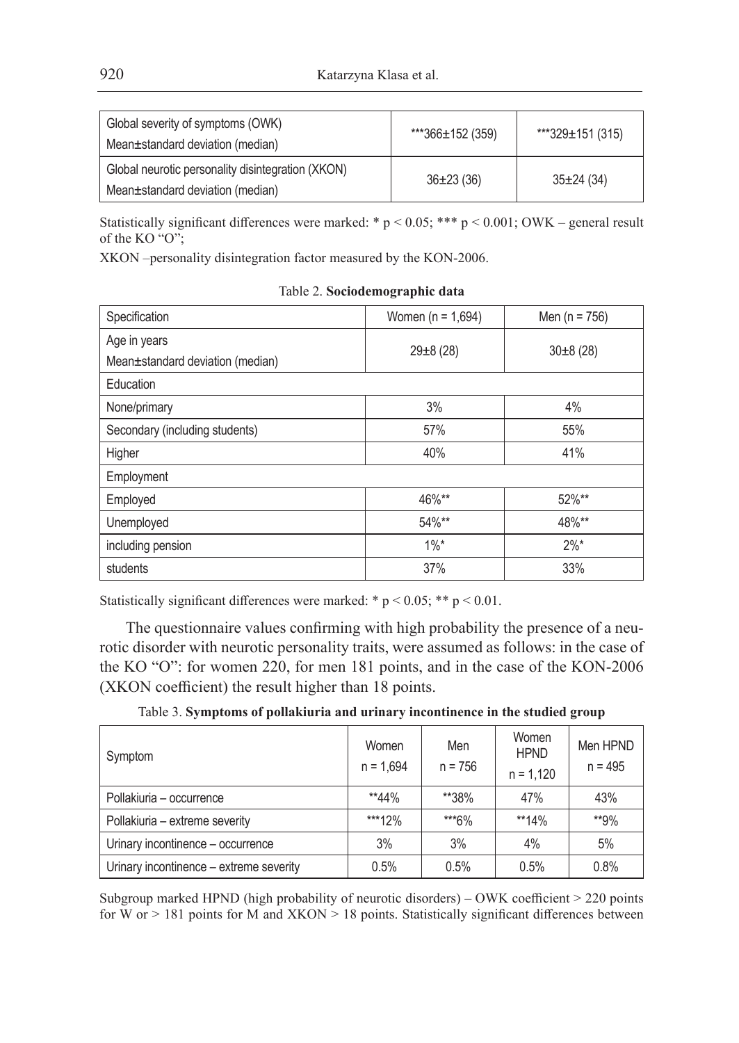| Global severity of symptoms (OWK) Mean±standard deviation (median) | ***366±152 (359) | ***329±151 (315) |
|---|---|---|
| Global neurotic personality disintegration (XKON) Mean±standard deviation (median) | 36±23 (36) | 35±24 (34) |

Statistically significant differences were marked: * $p < 0.05$; *** $p < 0.001$; OWK – general result of the KO "O";

XKON –personality disintegration factor measured by the KON-2006.

Table 2. **Sociodemographic data**

| Specification | Women (n = 1,694) | Men (n = 756) |
|---|---|---|
| Age in years Mean±standard deviation (median) | 29±8 (28) | 30±8 (28) |
| Education | | |
| None/primary | 3% | 4% |
| Secondary (including students) | 57% | 55% |
| Higher | 40% | 41% |
| Employment | | |
| Employed | 46%** | 52%** |
| Unemployed | 54%** | 48%** |
| including pension | 1%* | 2%* |
| students | 37% | 33% |

Statistically significant differences were marked: * $p < 0.05$; ** $p < 0.01$.

The questionnaire values confirming with high probability the presence of a neurotic disorder with neurotic personality traits, were assumed as follows: in the case of the KO "O": for women 220, for men 181 points, and in the case of the KON-2006 (XKON coefficient) the result higher than 18 points.

Table 3. **Symptoms of pollakiuria and urinary incontinence in the studied group**

| Symptom | Women n = 1,694 | Men n = 756 | Women HPND n = 1,120 | Men HPND n = 495 |
|---|---|---|---|---|
| Pollakiuria – occurrence | **44% | **38% | 47% | 43% |
| Pollakiuria – extreme severity | ***12% | ***6% | **14% | **9% |
| Urinary incontinence – occurrence | 3% | 3% | 4% | 5% |
| Urinary incontinence – extreme severity | 0.5% | 0.5% | 0.5% | 0.8% |

Subgroup marked HPND (high probability of neurotic disorders) – OWK coefficient > 220 points for W or > 181 points for M and XKON > 18 points. Statistically significant differences between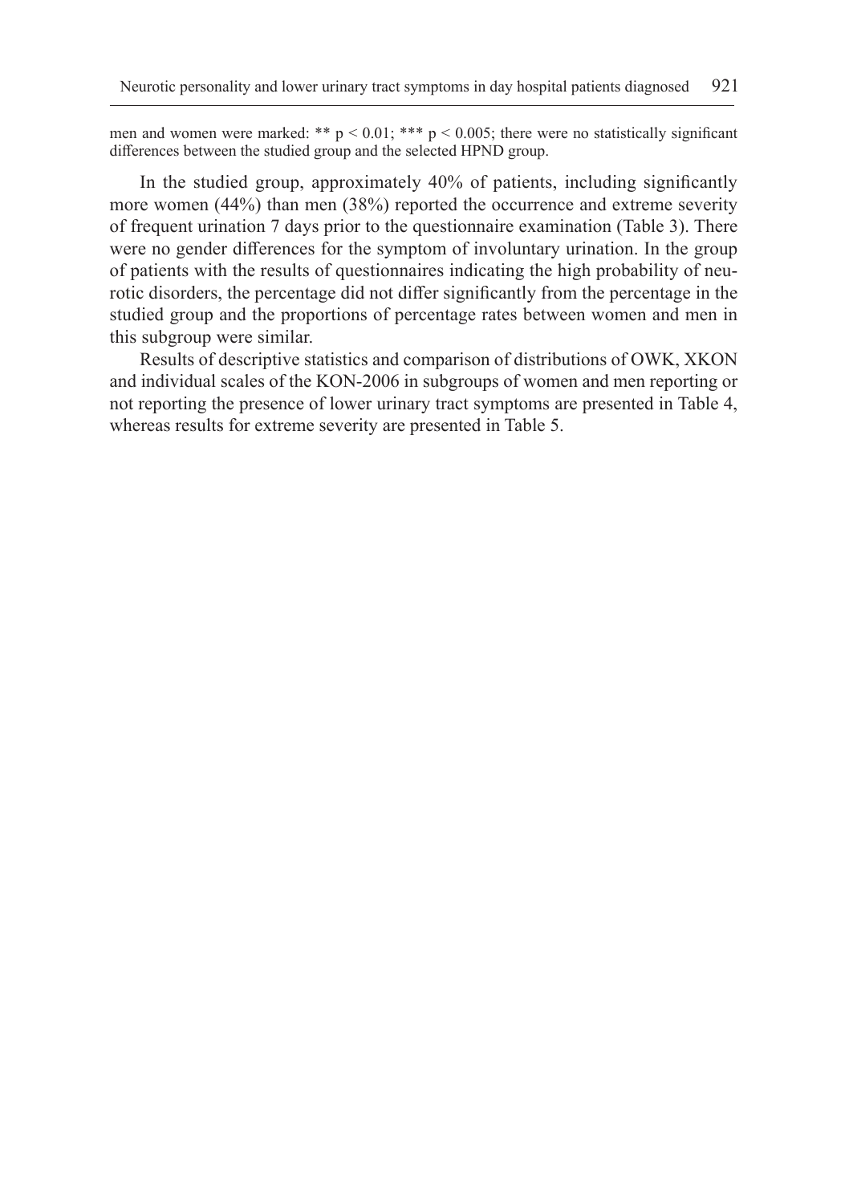men and women were marked: ** $p < 0.01$; *** $p < 0.005$; there were no statistically significant differences between the studied group and the selected HPND group.

In the studied group, approximately 40% of patients, including significantly more women (44%) than men (38%) reported the occurrence and extreme severity of frequent urination 7 days prior to the questionnaire examination (Table 3). There were no gender differences for the symptom of involuntary urination. In the group of patients with the results of questionnaires indicating the high probability of neurotic disorders, the percentage did not differ significantly from the percentage in the studied group and the proportions of percentage rates between women and men in this subgroup were similar.

Results of descriptive statistics and comparison of distributions of OWK, XKON and individual scales of the KON-2006 in subgroups of women and men reporting or not reporting the presence of lower urinary tract symptoms are presented in Table 4, whereas results for extreme severity are presented in Table 5.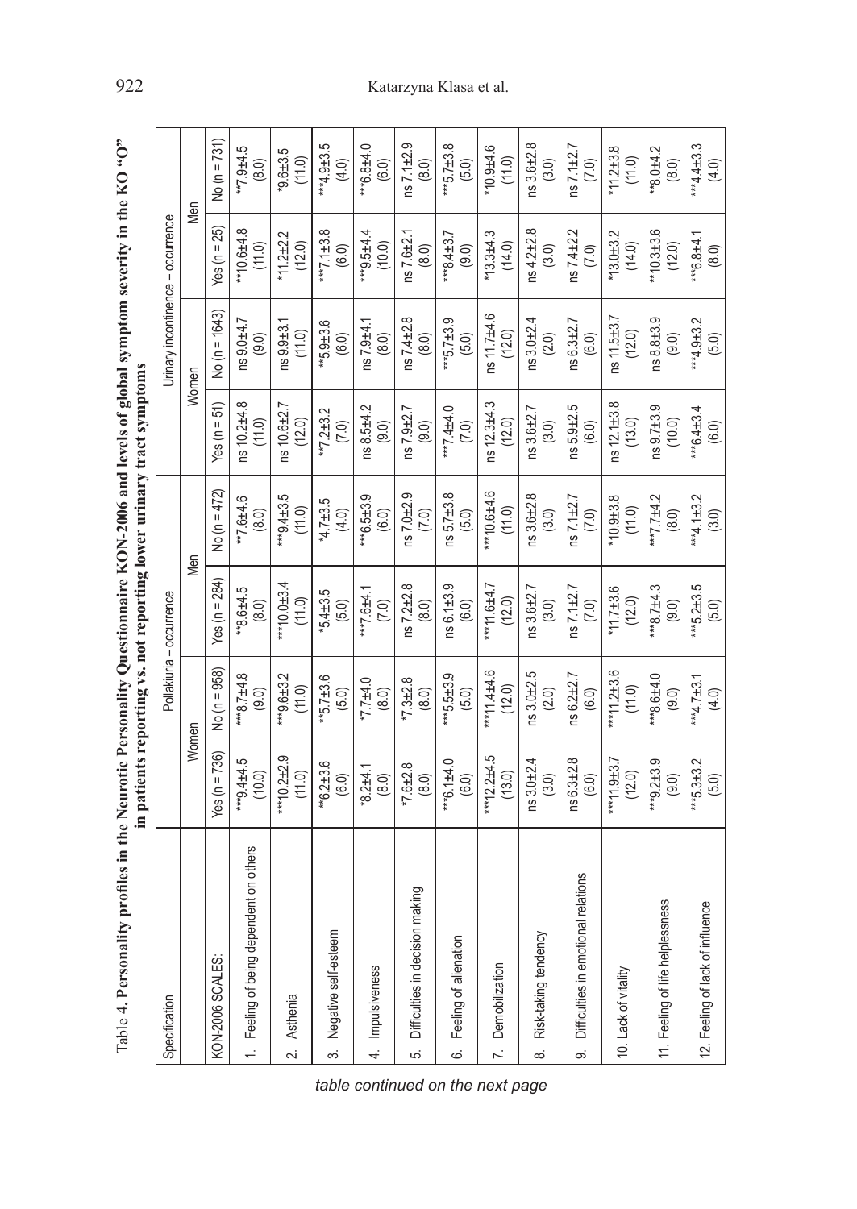Table 4. **Personality profiles in the Neurotic Personality Questionnaire KON-2006 and levels of global symptom severity in the KO "O" in patients reporting vs. not reporting lower urinary tract symptoms**

| Specification | Pollakiuria – occurrence | | | | Urinary incontinence – occurrence | | | |
|---|---|---|---|---|---|---|---|---|
| | Women | | Men | | Women | | Men | |
| KON-2006 SCALES: | Yes (n = 736) | No (n = 958) | Yes (n = 284) | No (n = 472) | Yes (n = 51) | No (n = 1643) | Yes (n = 25) | No (n = 731) |
| 1. Feeling of being dependent on others | ***9.4±4.5 (10.0) | ***8.7±4.8 (9.0) | **8.6±4.5 (8.0) | **7.6±4.6 (8.0) | ns 10.2±4.8 (11.0) | ns 9.0±4.7 (9.0) | **10.6±4.8 (11.0) | **7.9±4.5 (8.0) |
| 2. Asthenia | ***10.2±2.9 (11.0) | ***9.6±3.2 (11.0) | ***10.0±3.4 (11.0) | ***9.4±3.5 (11.0) | ns 10.6±2.7 (12.0) | ns 9.9±3.1 (11.0) | *11.2±2.2 (12.0) | *9.6±3.5 (11.0) |
| 3. Negative self-esteem | **6.2±3.6 (6.0) | **5.7±3.6 (5.0) | *5.4±3.5 (5.0) | *4.7±3.5 (4.0) | **7.2±3.2 (7.0) | **5.9±3.6 (6.0) | ***7.1±3.8 (6.0) | ***4.9±3.5 (4.0) |
| 4. Impulsiveness | *8.2±4.1 (8.0) | *7.7±4.0 (8.0) | ***7.6±4.1 (7.0) | ***6.5±3.9 (6.0) | ns 8.5±4.2 (9.0) | ns 7.9±4.1 (8.0) | ***9.5±4.4 (10.0) | ***6.8±4.0 (6.0) |
| 5. Difficulties in decision making | *7.6±2.8 (8.0) | *7.3±2.8 (8.0) | ns 7.2±2.8 (8.0) | ns 7.0±2.9 (7.0) | ns 7.9±2.7 (9.0) | ns 7.4±2.8 (8.0) | ns 7.6±2.1 (8.0) | ns 7.1±2.9 (8.0) |
| 6. Feeling of alienation | ***6.1±4.0 (6.0) | ***5.5±3.9 (5.0) | ns 6.1±3.9 (6.0) | ns 5.7±3.8 (5.0) | ***7.4±4.0 (7.0) | ***5.7±3.9 (5.0) | ***8.4±3.7 (9.0) | ***5.7±3.8 (5.0) |
| 7. Demobilization | ***12.2±4.5 (13.0) | ***11.4±4.6 (12.0) | ***11.6±4.7 (12.0) | ***10.6±4.6 (11.0) | ns 12.3±4.3 (12.0) | ns 11.7±4.6 (12.0) | *13.3±4.3 (14.0) | *10.9±4.6 (11.0) |
| 8. Risk-taking tendency | ns 3.0±2.4 (3.0) | ns 3.0±2.5 (2.0) | ns 3.6±2.7 (3.0) | ns 3.6±2.8 (3.0) | ns 3.6±2.7 (3.0) | ns 3.0±2.4 (2.0) | ns 4.2±2.8 (3.0) | ns 3.6±2.8 (3.0) |
| 9. Difficulties in emotional relations | ns 6.3±2.8 (6.0) | ns 6.2±2.7 (6.0) | ns 7.1±2.7 (7.0) | ns 7.1±2.7 (7.0) | ns 5.9±2.5 (6.0) | ns 6.3±2.7 (6.0) | ns 7.4±2.2 (7.0) | ns 7.1±2.7 (7.0) |
| 10. Lack of vitality | ***11.9±3.7 (12.0) | ***11.2±3.6 (11.0) | *11.7±3.6 (12.0) | *10.9±3.8 (11.0) | ns 12.1±3.8 (13.0) | ns 11.5±3.7 (12.0) | *13.0±3.2 (14.0) | *11.2±3.8 (11.0) |
| 11. Feeling of life helplessness | ***9.2±3.9 (9.0) | ***8.6±4.0 (9.0) | ***8.7±4.3 (9.0) | ***7.7±4.2 (8.0) | ns 9.7±3.9 (10.0) | ns 8.8±3.9 (9.0) | **10.3±3.6 (12.0) | **8.0±4.2 (8.0) |
| 12. Feeling of lack of influence | ***5.3±3.2 (5.0) | ***4.7±3.1 (4.0) | ***5.2±3.5 (5.0) | ***4.1±3.2 (3.0) | ***6.4±3.4 (6.0) | ***4.9±3.2 (5.0) | ***6.8±4.1 (8.0) | ***4.4±3.3 (4.0) |

*table continued on the next page*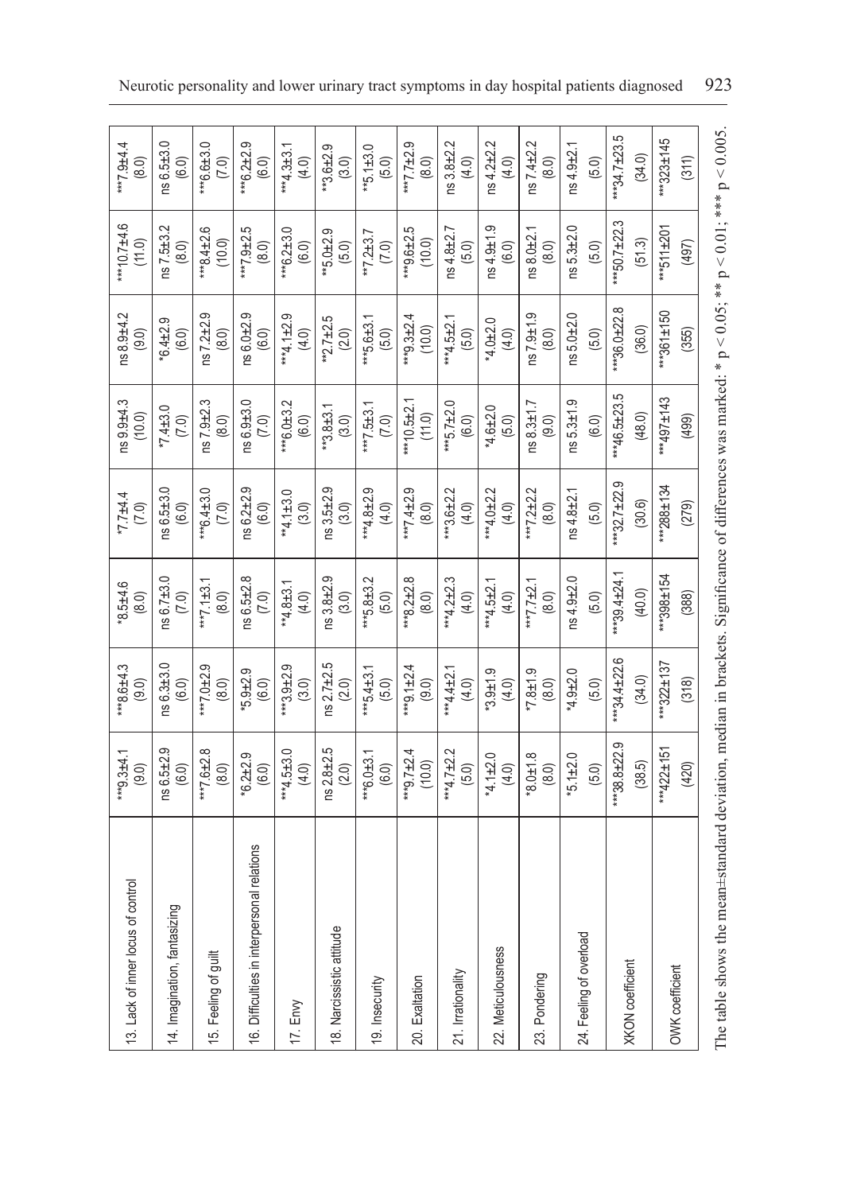| | | | | | | | | |
|---|---|---|---|---|---|---|---|---|
| 13. Lack of inner locus of control | ***9.3±4.1 (9.0) | ***8.6±4.3 (9.0) | *8.5±4.6 (8.0) | *7.7±4.4 (7.0) | ns 9.9±4.3 (10.0) | ns 8.9±4.2 (9.0) | ***10.7±4.6 (11.0) | ***7.9±4.4 (8.0) |
| 14. Imagination, fantasizing | ns 6.5±2.9 (6.0) | ns 6.3±3.0 (6.0) | ns 6.7±3.0 (7.0) | ns 6.5±3.0 (6.0) | *7.4±3.0 (7.0) | *6.4±2.9 (6.0) | ns 7.5±3.2 (8.0) | ns 6.5±3.0 (6.0) |
| 15. Feeling of guilt | ***7.6±2.8 (8.0) | ***7.0±2.9 (8.0) | ***7.1±3.1 (8.0) | ***6.4±3.0 (7.0) | ns 7.9±2.3 (8.0) | ns 7.2±2.9 (8.0) | ***8.4±2.6 (10.0) | ***6.6±3.0 (7.0) |
| 16. Difficulties in interpersonal relations | *6.2±2.9 (6.0) | *5.9±2.9 (6.0) | ns 6.5±2.8 (7.0) | ns 6.2±2.9 (6.0) | ns 6.9±3.0 (7.0) | ns 6.0±2.9 (6.0) | ***7.9±2.5 (8.0) | ***6.2±2.9 (6.0) |
| 17. Envy | ***4.5±3.0 (4.0) | ***3.9±2.9 (3.0) | **4.8±3.1 (4.0) | **4.1±3.0 (3.0) | ***6.0±3.2 (6.0) | ***4.1±2.9 (4.0) | ***6.2±3.0 (6.0) | ***4.3±3.1 (4.0) |
| 18. Narcissistic attitude | ns 2.8±2.5 (2.0) | ns 2.7±2.5 (2.0) | ns 3.8±2.9 (3.0) | ns 3.5±2.9 (3.0) | **3.8±3.1 (3.0) | **2.7±2.5 (2.0) | **5.0±2.9 (5.0) | **3.6±2.9 (3.0) |
| 19. Insecurity | ***6.0±3.1 (6.0) | ***5.4±3.1 (5.0) | ***5.8±3.2 (5.0) | ***4.8±2.9 (4.0) | ***7.5±3.1 (7.0) | ***5.6±3.1 (5.0) | **7.2±3.7 (7.0) | **5.1±3.0 (5.0) |
| 20. Exaltation | ***9.7±2.4 (10.0) | ***9.1±2.4 (9.0) | ***8.2±2.8 (8.0) | ***7.4±2.9 (8.0) | ***10.5±2.1 (11.0) | ***9.3±2.4 (10.0) | ***9.6±2.5 (10.0) | ***7.7±2.9 (8.0) |
| 21. Irrationality | ***4.7±2.2 (5.0) | ***4.4±2.1 (4.0) | ***4.2±2.3 (4.0) | ***3.6±2.2 (4.0) | ***5.7±2.0 (6.0) | ***4.5±2.1 (5.0) | ns 4.8±2.7 (5.0) | ns 3.8±2.2 (4.0) |
| 22. Meticulousness | *4.1±2.0 (4.0) | *3.9±1.9 (4.0) | **4.5±2.1 (4.0) | **4.0±2.2 (4.0) | *4.6±2.0 (5.0) | *4.0±2.0 (4.0) | ns 4.9±1.9 (6.0) | ns 4.2±2.2 (4.0) |
| 23. Pondering | *8.0±1.8 (8.0) | *7.8±1.9 (8.0) | ***7.7±2.1 (8.0) | ***7.2±2.2 (8.0) | ns 8.3±1.7 (9.0) | ns 7.9±1.9 (8.0) | ns 8.0±2.1 (8.0) | ns 7.4±2.2 (8.0) |
| 24. Feeling of overload | *5.1±2.0 (5.0) | *4.9±2.0 (5.0) | ns 4.9±2.0 (5.0) | ns 4.8±2.1 (5.0) | ns 5.3±1.9 (6.0) | ns 5.0±2.0 (5.0) | ns 5.3±2.0 (5.0) | ns 4.9±2.1 (5.0) |
| XKON coefficient | ***38.8±22.9 (38.5) | ***34.4±22.6 (34.0) | ***39.4±24.1 (40.0) | ***32.7±22.9 (30.6) | ***46.5±23.5 (48.0) | ***36.0±22.8 (36.0) | ***50.7±22.3 (51.3) | ***34.7±23.5 (34.0) |
| OWK coefficient | ***422±151 (420) | ***322±137 (318) | ***398±154 (388) | ***288±134 (279) | ***497±143 (499) | ***361±150 (355) | ***511±201 (497) | ***323±145 (311) |

The table shows the mean±standard deviation, median in brackets. Significance of differences was marked: * $p < 0.05$; ** $p < 0.01$; *** $p < 0.005$.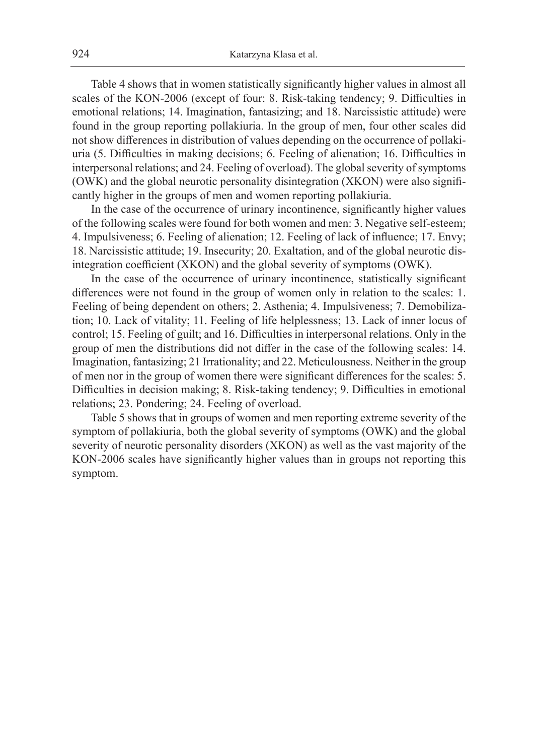Table 4 shows that in women statistically significantly higher values in almost all scales of the KON-2006 (except of four: 8. Risk-taking tendency; 9. Difficulties in emotional relations; 14. Imagination, fantasizing; and 18. Narcissistic attitude) were found in the group reporting pollakiuria. In the group of men, four other scales did not show differences in distribution of values depending on the occurrence of pollakiuria (5. Difficulties in making decisions; 6. Feeling of alienation; 16. Difficulties in interpersonal relations; and 24. Feeling of overload). The global severity of symptoms (OWK) and the global neurotic personality disintegration (XKON) were also significantly higher in the groups of men and women reporting pollakiuria.

In the case of the occurrence of urinary incontinence, significantly higher values of the following scales were found for both women and men: 3. Negative self-esteem; 4. Impulsiveness; 6. Feeling of alienation; 12. Feeling of lack of influence; 17. Envy; 18. Narcissistic attitude; 19. Insecurity; 20. Exaltation, and of the global neurotic disintegration coefficient (XKON) and the global severity of symptoms (OWK).

In the case of the occurrence of urinary incontinence, statistically significant differences were not found in the group of women only in relation to the scales: 1. Feeling of being dependent on others; 2. Asthenia; 4. Impulsiveness; 7. Demobilization; 10. Lack of vitality; 11. Feeling of life helplessness; 13. Lack of inner locus of control; 15. Feeling of guilt; and 16. Difficulties in interpersonal relations. Only in the group of men the distributions did not differ in the case of the following scales: 14. Imagination, fantasizing; 21 Irrationality; and 22. Meticulousness. Neither in the group of men nor in the group of women there were significant differences for the scales: 5. Difficulties in decision making; 8. Risk-taking tendency; 9. Difficulties in emotional relations; 23. Pondering; 24. Feeling of overload.

Table 5 shows that in groups of women and men reporting extreme severity of the symptom of pollakiuria, both the global severity of symptoms (OWK) and the global severity of neurotic personality disorders (XKON) as well as the vast majority of the KON-2006 scales have significantly higher values than in groups not reporting this symptom.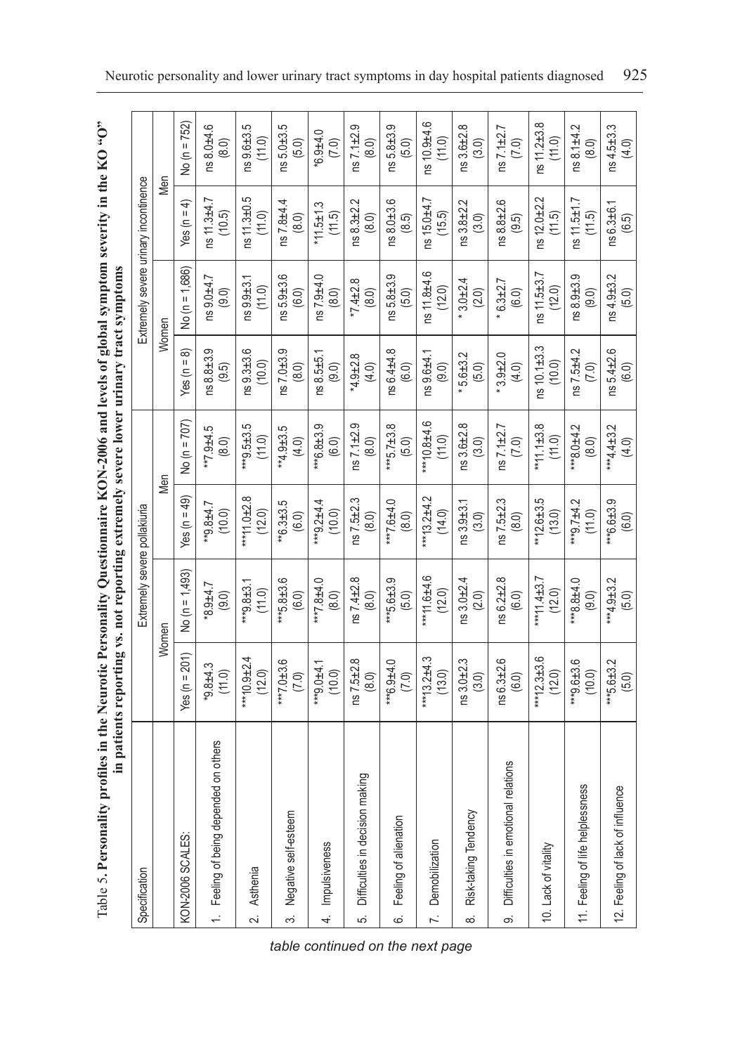Table 5. **Personality profiles in the Neurotic Personality Questionnaire KON-2006 and levels of global symptom severity in the KO "O" in patients reporting vs. not reporting extremely severe lower urinary tract symptoms**

| Specification | Extremely severe pollakiuria | | | | Extremely severe urinary incontinence | | | |
|---|---|---|---|---|---|---|---|---|
| | Women | | Men | | Women | | Men | |
| KON-2006 SCALES: | Yes (n = 201) | No (n = 1,493) | Yes (n = 49) | No (n = 707) | Yes (n = 8) | No (n = 1,686) | Yes (n = 4) | No (n = 752) |
| 1. Feeling of being depended on others | *9.8±4.3 (11.0) | *8.9±4.7 (9.0) | **9.8±4.7 (10.0) | **7.9±4.5 (8.0) | ns 8.8±3.9 (9.5) | ns 9.0±4.7 (9.0) | ns 11.3±4.7 (10.5) | ns 8.0±4.6 (8.0) |
| 2. Asthenia | ***10.9±2.4 (12.0) | ***9.8±3.1 (11.0) | ***11.0±2.8 (12.0) | ***9.5±3.5 (11.0) | ns 9.3±3.6 (10.0) | ns 9.9±3.1 (11.0) | ns 11.3±0.5 (11.0) | ns 9.6±3.5 (11.0) |
| 3. Negative self-esteem | ***7.0±3.6 (7.0) | ***5.8±3.6 (6.0) | *6.3±3.5 (6.0) | **4.9±3.5 (4.0) | ns 7.0±3.9 (8.0) | ns 5.9±3.6 (6.0) | ns 7.8±4.4 (8.0) | ns 5.0±3.5 (5.0) |
| 4. Impulsiveness | ***9.0±4.1 (10.0) | ***7.8±4.0 (8.0) | ***9.2±4.4 (10.0) | ***6.8±3.9 (6.0) | ns 8.5±5.1 (9.0) | ns 7.9±4.0 (8.0) | *11.5±1.3 (11.5) | *6.9±4.0 (7.0) |
| 5. Difficulties in decision making | ns 7.5±2.8 (8.0) | ns 7.4±2.8 (8.0) | ns 7.5±2.3 (8.0) | ns 7.1±2.9 (8.0) | *4.9±2.8 (4.0) | *7.4±2.8 (8.0) | ns 8.3±2.2 (8.0) | ns 7.1±2.9 (8.0) |
| 6. Feeling of alienation | ***6.9±4.0 (7.0) | ***5.6±3.9 (5.0) | ***7.6±4.0 (8.0) | ***5.7±3.8 (5.0) | ns 6.4±4.8 (6.0) | ns 5.8±3.9 (5.0) | ns 8.0±3.6 (8.5) | ns 5.8±3.9 (5.0) |
| 7. Demobilization | ***13.2±4.3 (13.0) | ***11.6±4.6 (12.0) | ***13.2±4.2 (14.0) | ***10.8±4.6 (11.0) | ns 9.6±4.1 (9.0) | ns 11.8±4.6 (12.0) | ns 15.0±4.7 (15.5) | ns 10.9±4.6 (11.0) |
| 8. Risk-taking Tendency | ns 3.0±2.3 (3.0) | ns 3.0±2.4 (2.0) | ns 3.9±3.1 (3.0) | ns 3.6±2.8 (3.0) | * 5.6±3.2 (5.0) | * 3.0±2.4 (2.0) | ns 3.8±2.2 (3.0) | ns 3.6±2.8 (3.0) |
| 9. Difficulties in emotional relations | ns 6.3±2.6 (6.0) | ns 6.2±2.8 (6.0) | ns 7.5±2.3 (8.0) | ns 7.1±2.7 (7.0) | * 3.9±2.0 (4.0) | * 6.3±2.7 (6.0) | ns 8.8±2.6 (9.5) | ns 7.1±2.7 (7.0) |
| 10. Lack of vitality | ***12.3±3.6 (12.0) | ***11.4±3.7 (12.0) | **12.6±3.5 (13.0) | **11.1±3.8 (11.0) | ns 10.1±3.3 (10.0) | ns 11.5±3.7 (12.0) | ns 12.0±2.2 (11.5) | ns 11.2±3.8 (11.0) |
| 11. Feeling of life helplessness | **9.6±3.6 (10.0) | ***8.8±4.0 (9.0) | ***9.7±4.2 (11.0) | ***8.0±4.2 (8.0) | ns 7.5±4.2 (7.0) | ns 8.9±3.9 (9.0) | ns 11.5±1.7 (11.5) | ns 8.1±4.2 (8.0) |
| 12. Feeling of lack of influence | ***5.6±3.2 (5.0) | ***4.9±3.2 (5.0) | ***6.6±3.9 (6.0) | ***4.4±3.2 (4.0) | ns 5.4±2.6 (6.0) | ns 4.9±3.2 (5.0) | ns 6.3±6.1 (6.5) | ns 4.5±3.3 (4.0) |

*table continued on the next page*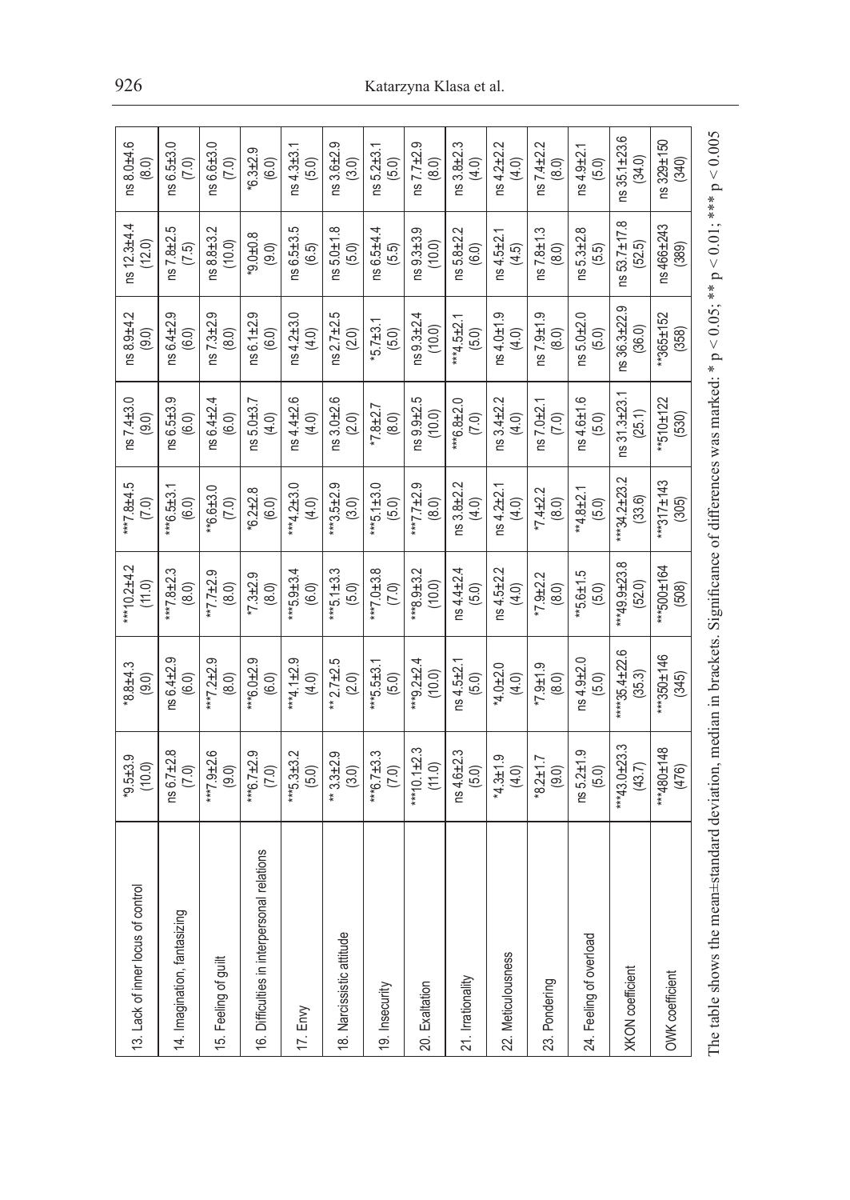| | | | | | | | |
|---|---|---|---|---|---|---|---|
| 13. Lack of inner locus of control | *9.5±3.9 (10.0) | *8.8±4.3 (9.0) | ***10.2±4.2 (11.0) | ***7.8±4.5 (7.0) | ns 7.4±3.0 (9.0) | ns 8.9±4.2 (9.0) | ns 12.3±4.4 (12.0) | ns 8.0±4.6 (8.0) |
| 14. Imagination, fantasizing | ns 6.7±2.8 (7.0) | ns 6.4±2.9 (6.0) | ***7.8±2.3 (8.0) | ***6.5±3.1 (6.0) | ns 6.5±3.9 (6.0) | ns 6.4±2.9 (6.0) | ns 7.8±2.5 (7.5) | ns 6.5±3.0 (7.0) |
| 15. Feeling of guilt | ***7.9±2.6 (9.0) | ***7.2±2.9 (8.0) | **7.7±2.9 (8.0) | **6.6±3.0 (7.0) | ns 6.4±2.4 (6.0) | ns 7.3±2.9 (8.0) | ns 8.8±3.2 (10.0) | ns 6.6±3.0 (7.0) |
| 16. Difficulties in interpersonal relations | ***6.7±2.9 (7.0) | ***6.0±2.9 (6.0) | *7.3±2.9 (8.0) | *6.2±2.8 (6.0) | ns 5.0±3.7 (4.0) | ns 6.1±2.9 (6.0) | *9.0±0.8 (9.0) | *6.3±2.9 (6.0) |
| 17. Envy | ***5.3±3.2 (5.0) | ***4.1±2.9 (4.0) | ***5.9±3.4 (6.0) | ***4.2±3.0 (4.0) | ns 4.4±2.6 (4.0) | ns 4.2±3.0 (4.0) | ns 6.5±3.5 (6.5) | ns 4.3±3.1 (5.0) |
| 18. Narcissistic attitude | ** 3.3±2.9 (3.0) | ** 2.7±2.5 (2.0) | ***5.1±3.3 (5.0) | ***3.5±2.9 (3.0) | ns 3.0±2.6 (2.0) | ns 2.7±2.5 (2.0) | ns 5.0±1.8 (5.0) | ns 3.6±2.9 (3.0) |
| 19. Insecurity | ***6.7±3.3 (7.0) | ***5.5±3.1 (5.0) | ***7.0±3.8 (7.0) | ***5.1±3.0 (5.0) | *7.8±2.7 (8.0) | *5.7±3.1 (5.0) | ns 6.5±4.4 (5.5) | ns 5.2±3.1 (5.0) |
| 20. Exaltation | ***10.1±2.3 (11.0) | ***9.2±2.4 (10.0) | ***8.9±3.2 (10.0) | ***7.7±2.9 (8.0) | ns 9.9±2.5 (10.0) | ns 9.3±2.4 (10.0) | ns 9.3±3.9 (10.0) | ns 7.7±2.9 (8.0) |
| 21. Irrationality | ns 4.6±2.3 (5.0) | ns 4.5±2.1 (5.0) | ns 4.4±2.4 (5.0) | ns 3.8±2.2 (4.0) | ***6.8±2.0 (7.0) | ***4.5±2.1 (5.0) | ns 5.8±2.2 (6.0) | ns 3.8±2.3 (4.0) |
| 22. Meticulousness | *4.3±1.9 (4.0) | *4.0±2.0 (4.0) | ns 4.5±2.2 (4.0) | ns 4.2±2.1 (4.0) | ns 3.4±2.2 (4.0) | ns 4.0±1.9 (4.0) | ns 4.5±2.1 (4.5) | ns 4.2±2.2 (4.0) |
| 23. Pondering | *8.2±1.7 (9.0) | *7.9±1.9 (8.0) | *7.9±2.2 (8.0) | *7.4±2.2 (8.0) | ns 7.0±2.1 (7.0) | ns 7.9±1.9 (8.0) | ns 7.8±1.3 (8.0) | ns 7.4±2.2 (8.0) |
| 24. Feeling of overload | ns 5.2±1.9 (5.0) | ns 4.9±2.0 (5.0) | **5.6±1.5 (5.0) | **4.8±2.1 (5.0) | ns 4.6±1.6 (5.0) | ns 5.0±2.0 (5.0) | ns 5.3±2.8 (5.5) | ns 4.9±2.1 (5.0) |
| XKON coefficient | ***43.0±23.3 (43.7) | ***35.4±22.6 (35.3) | ***49.9±23.8 (52.0) | ***34.2±23.2 (33.6) | ns 31.3±23.1 (25.1) | ns 36.3±22.9 (36.0) | ns 53.7±17.8 (52.5) | ns 35.1±23.6 (34.0) |
| OWK coefficient | ***480±148 (476) | ***350±146 (345) | ***500±164 (508) | ***317±143 (305) | **510±122 (530) | **365±152 (358) | ns 466±243 (389) | ns 329±150 (340) |

The table shows the mean±standard deviation, median in brackets. Significance of differences was marked: * $p < 0.05$; ** $p < 0.01$; *** $p < 0.005$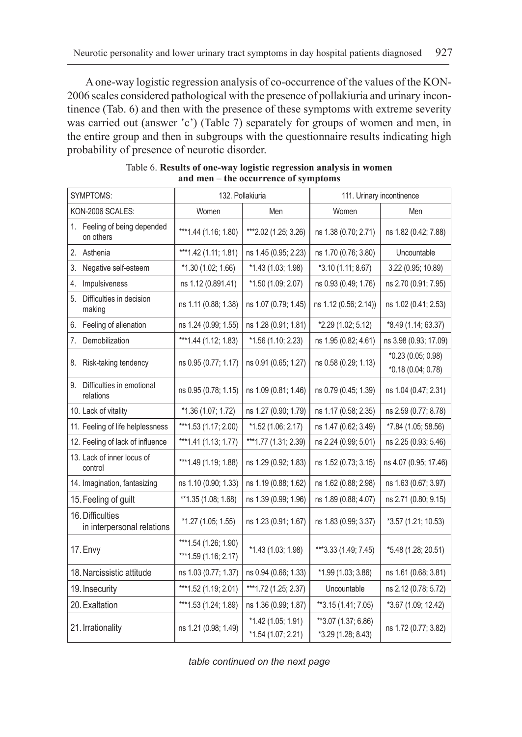A one-way logistic regression analysis of co-occurrence of the values of the KON-2006 scales considered pathological with the presence of pollakiuria and urinary incontinence (Tab. 6) and then with the presence of these symptoms with extreme severity was carried out (answer ʽc') (Table 7) separately for groups of women and men, in the entire group and then in subgroups with the questionnaire results indicating high probability of presence of neurotic disorder.

Table 6. **Results of one-way logistic regression analysis in women and men – the occurrence of symptoms**

| SYMPTOMS: | 132. Pollakiuria | | 111. Urinary incontinence | |
|---|---|---|---|---|
| KON-2006 SCALES: | Women | Men | Women | Men |
| 1. Feeling of being depended on others | ***1.44 (1.16; 1.80) | ***2.02 (1.25; 3.26) | ns 1.38 (0.70; 2.71) | ns 1.82 (0.42; 7.88) |
| 2. Asthenia | ***1.42 (1.11; 1.81) | ns 1.45 (0.95; 2.23) | ns 1.70 (0.76; 3.80) | Uncountable |
| 3. Negative self-esteem | *1.30 (1.02; 1.66) | *1.43 (1.03; 1.98) | *3.10 (1.11; 8.67) | 3.22 (0.95; 10.89) |
| 4. Impulsiveness | ns 1.12 (0.891.41) | *1.50 (1.09; 2.07) | ns 0.93 (0.49; 1.76) | ns 2.70 (0.91; 7.95) |
| 5. Difficulties in decision making | ns 1.11 (0.88; 1.38) | ns 1.07 (0.79; 1.45) | ns 1.12 (0.56; 2.14)) | ns 1.02 (0.41; 2.53) |
| 6. Feeling of alienation | ns 1.24 (0.99; 1.55) | ns 1.28 (0.91; 1.81) | *2.29 (1.02; 5.12) | *8.49 (1.14; 63.37) |
| 7. Demobilization | ***1.44 (1.12; 1.83) | *1.56 (1.10; 2.23) | ns 1.95 (0.82; 4.61) | ns 3.98 (0.93; 17.09) |
| 8. Risk-taking tendency | ns 0.95 (0.77; 1.17) | ns 0.91 (0.65; 1.27) | ns 0.58 (0.29; 1.13) | *0.23 (0.05; 0.98)<br>*0.18 (0.04; 0.78) |
| 9. Difficulties in emotional relations | ns 0.95 (0.78; 1.15) | ns 1.09 (0.81; 1.46) | ns 0.79 (0.45; 1.39) | ns 1.04 (0.47; 2.31) |
| 10. Lack of vitality | *1.36 (1.07; 1.72) | ns 1.27 (0.90; 1.79) | ns 1.17 (0.58; 2.35) | ns 2.59 (0.77; 8.78) |
| 11. Feeling of life helplessness | ***1.53 (1.17; 2.00) | *1.52 (1.06; 2.17) | ns 1.47 (0.62; 3.49) | *7.84 (1.05; 58.56) |
| 12. Feeling of lack of influence | ***1.41 (1.13; 1.77) | ***1.77 (1.31; 2.39) | ns 2.24 (0.99; 5.01) | ns 2.25 (0.93; 5.46) |
| 13. Lack of inner locus of control | ***1.49 (1.19; 1.88) | ns 1.29 (0.92; 1.83) | ns 1.52 (0.73; 3.15) | ns 4.07 (0.95; 17.46) |
| 14. Imagination, fantasizing | ns 1.10 (0.90; 1.33) | ns 1.19 (0.88; 1.62) | ns 1.62 (0.88; 2.98) | ns 1.63 (0.67; 3.97) |
| 15. Feeling of guilt | **1.35 (1.08; 1.68) | ns 1.39 (0.99; 1.96) | ns 1.89 (0.88; 4.07) | ns 2.71 (0.80; 9.15) |
| 16. Difficulties in interpersonal relations | *1.27 (1.05; 1.55) | ns 1.23 (0.91; 1.67) | ns 1.83 (0.99; 3.37) | *3.57 (1.21; 10.53) |
| 17. Envy | ***1.54 (1.26; 1.90)<br>***1.59 (1.16; 2.17) | *1.43 (1.03; 1.98) | ***3.33 (1.49; 7.45) | *5.48 (1.28; 20.51) |
| 18. Narcissistic attitude | ns 1.03 (0.77; 1.37) | ns 0.94 (0.66; 1.33) | *1.99 (1.03; 3.86) | ns 1.61 (0.68; 3.81) |
| 19. Insecurity | ***1.52 (1.19; 2.01) | ***1.72 (1.25; 2.37) | Uncountable | ns 2.12 (0.78; 5.72) |
| 20. Exaltation | ***1.53 (1.24; 1.89) | ns 1.36 (0.99; 1.87) | **3.15 (1.41; 7.05) | *3.67 (1.09; 12.42) |
| 21. Irrationality | ns 1.21 (0.98; 1.49) | *1.42 (1.05; 1.91)<br>*1.54 (1.07; 2.21) | **3.07 (1.37; 6.86)<br>*3.29 (1.28; 8.43) | ns 1.72 (0.77; 3.82) |

*table continued on the next page*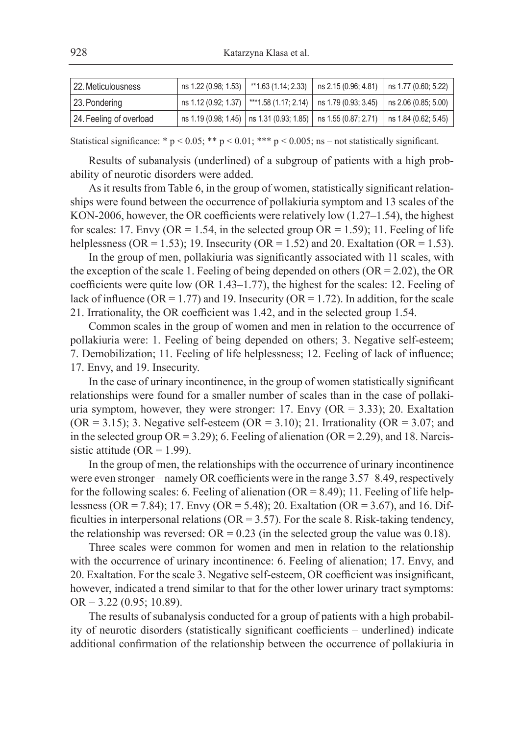| 22. Meticulousness | ns 1.22 (0.98; 1.53) | **1.63 (1.14; 2.33) | ns 2.15 (0.96; 4.81) | ns 1.77 (0.60; 5.22) |
|---|---|---|---|---|
| 23. Pondering | ns 1.12 (0.92; 1.37) | ***1.58 (1.17; 2.14) | ns 1.79 (0.93; 3.45) | ns 2.06 (0.85; 5.00) |
| 24. Feeling of overload | ns 1.19 (0.98; 1.45) | ns 1.31 (0.93; 1.85) | ns 1.55 (0.87; 2.71) | ns 1.84 (0.62; 5.45) |

Statistical significance: * $p < 0.05$; ** $p < 0.01$; *** $p < 0.005$; ns – not statistically significant.

Results of subanalysis (underlined) of a subgroup of patients with a high probability of neurotic disorders were added.

As it results from Table 6, in the group of women, statistically significant relationships were found between the occurrence of pollakiuria symptom and 13 scales of the KON-2006, however, the OR coefficients were relatively low (1.27–1.54), the highest for scales: 17. Envy (OR = 1.54, in the selected group OR = 1.59); 11. Feeling of life helplessness (OR = 1.53); 19. Insecurity (OR = 1.52) and 20. Exaltation (OR = 1.53).

In the group of men, pollakiuria was significantly associated with 11 scales, with the exception of the scale 1. Feeling of being depended on others (OR = 2.02), the OR coefficients were quite low (OR 1.43–1.77), the highest for the scales: 12. Feeling of lack of influence (OR = 1.77) and 19. Insecurity (OR = 1.72). In addition, for the scale 21. Irrationality, the OR coefficient was 1.42, and in the selected group 1.54.

Common scales in the group of women and men in relation to the occurrence of pollakiuria were: 1. Feeling of being depended on others; 3. Negative self-esteem; 7. Demobilization; 11. Feeling of life helplessness; 12. Feeling of lack of influence; 17. Envy, and 19. Insecurity.

In the case of urinary incontinence, in the group of women statistically significant relationships were found for a smaller number of scales than in the case of pollakiuria symptom, however, they were stronger: 17. Envy (OR = 3.33); 20. Exaltation (OR = 3.15); 3. Negative self-esteem (OR = 3.10); 21. Irrationality (OR = 3.07; and in the selected group OR = 3.29); 6. Feeling of alienation (OR = 2.29), and 18. Narcissistic attitude (OR = 1.99).

In the group of men, the relationships with the occurrence of urinary incontinence were even stronger – namely OR coefficients were in the range 3.57–8.49, respectively for the following scales: 6. Feeling of alienation (OR = 8.49); 11. Feeling of life helplessness (OR = 7.84); 17. Envy (OR = 5.48); 20. Exaltation (OR = 3.67), and 16. Difficulties in interpersonal relations (OR = 3.57). For the scale 8. Risk-taking tendency, the relationship was reversed: OR = 0.23 (in the selected group the value was 0.18).

Three scales were common for women and men in relation to the relationship with the occurrence of urinary incontinence: 6. Feeling of alienation; 17. Envy, and 20. Exaltation. For the scale 3. Negative self-esteem, OR coefficient was insignificant, however, indicated a trend similar to that for the other lower urinary tract symptoms: OR = 3.22 (0.95; 10.89).

The results of subanalysis conducted for a group of patients with a high probability of neurotic disorders (statistically significant coefficients – underlined) indicate additional confirmation of the relationship between the occurrence of pollakiuria in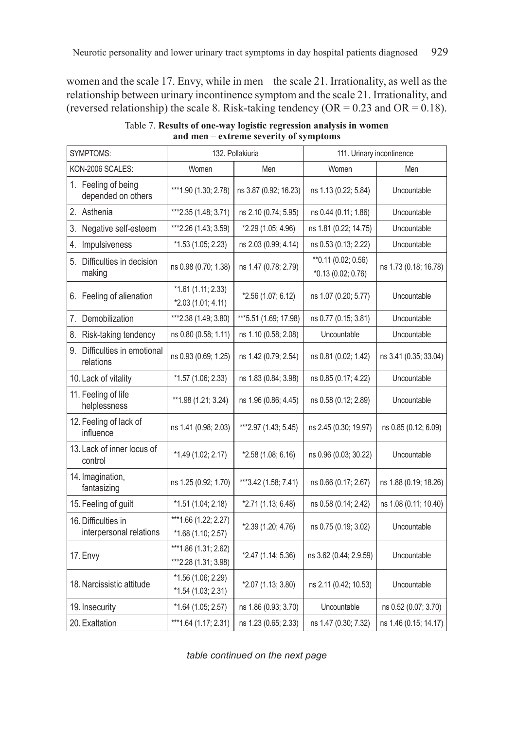women and the scale 17. Envy, while in men – the scale 21. Irrationality, as well as the relationship between urinary incontinence symptom and the scale 21. Irrationality, and (reversed relationship) the scale 8. Risk-taking tendency (OR = 0.23 and OR = 0.18).

Table 7. **Results of one-way logistic regression analysis in women and men – extreme severity of symptoms**

| SYMPTOMS: | 132. Pollakiuria | | 111. Urinary incontinence | |
|---|---|---|---|---|
| KON-2006 SCALES: | Women | Men | Women | Men |
| 1. Feeling of being depended on others | ***1.90 (1.30; 2.78) | ns 3.87 (0.92; 16.23) | ns 1.13 (0.22; 5.84) | Uncountable |
| 2. Asthenia | ***2.35 (1.48; 3.71) | ns 2.10 (0.74; 5.95) | ns 0.44 (0.11; 1.86) | Uncountable |
| 3. Negative self-esteem | ***2.26 (1.43; 3.59) | *2.29 (1.05; 4.96) | ns 1.81 (0.22; 14.75) | Uncountable |
| 4. Impulsiveness | *1.53 (1.05; 2.23) | ns 2.03 (0.99; 4.14) | ns 0.53 (0.13; 2.22) | Uncountable |
| 5. Difficulties in decision making | ns 0.98 (0.70; 1.38) | ns 1.47 (0.78; 2.79) | **0.11 (0.02; 0.56) *0.13 (0.02; 0.76) | ns 1.73 (0.18; 16.78) |
| 6. Feeling of alienation | *1.61 (1.11; 2.33) *2.03 (1.01; 4.11) | *2.56 (1.07; 6.12) | ns 1.07 (0.20; 5.77) | Uncountable |
| 7. Demobilization | ***2.38 (1.49; 3.80) | ***5.51 (1.69; 17.98) | ns 0.77 (0.15; 3.81) | Uncountable |
| 8. Risk-taking tendency | ns 0.80 (0.58; 1.11) | ns 1.10 (0.58; 2.08) | Uncountable | Uncountable |
| 9. Difficulties in emotional relations | ns 0.93 (0.69; 1.25) | ns 1.42 (0.79; 2.54) | ns 0.81 (0.02; 1.42) | ns 3.41 (0.35; 33.04) |
| 10. Lack of vitality | *1.57 (1.06; 2.33) | ns 1.83 (0.84; 3.98) | ns 0.85 (0.17; 4.22) | Uncountable |
| 11. Feeling of life helplessness | **1.98 (1.21; 3.24) | ns 1.96 (0.86; 4.45) | ns 0.58 (0.12; 2.89) | Uncountable |
| 12. Feeling of lack of influence | ns 1.41 (0.98; 2.03) | ***2.97 (1.43; 5.45) | ns 2.45 (0.30; 19.97) | ns 0.85 (0.12; 6.09) |
| 13. Lack of inner locus of control | *1.49 (1.02; 2.17) | *2.58 (1.08; 6.16) | ns 0.96 (0.03; 30.22) | Uncountable |
| 14. Imagination, fantasizing | ns 1.25 (0.92; 1.70) | ***3.42 (1.58; 7.41) | ns 0.66 (0.17; 2.67) | ns 1.88 (0.19; 18.26) |
| 15. Feeling of guilt | *1.51 (1.04; 2.18) | *2.71 (1.13; 6.48) | ns 0.58 (0.14; 2.42) | ns 1.08 (0.11; 10.40) |
| 16. Difficulties in interpersonal relations | ***1.66 (1.22; 2.27) *1.68 (1.10; 2.57) | *2.39 (1.20; 4.76) | ns 0.75 (0.19; 3.02) | Uncountable |
| 17. Envy | ***1.86 (1.31; 2.62) ***2.28 (1.31; 3.98) | *2.47 (1.14; 5.36) | ns 3.62 (0.44; 2.9.59) | Uncountable |
| 18. Narcissistic attitude | *1.56 (1.06; 2.29) *1.54 (1.03; 2.31) | *2.07 (1.13; 3.80) | ns 2.11 (0.42; 10.53) | Uncountable |
| 19. Insecurity | *1.64 (1.05; 2.57) | ns 1.86 (0.93; 3.70) | Uncountable | ns 0.52 (0.07; 3.70) |
| 20. Exaltation | ***1.64 (1.17; 2.31) | ns 1.23 (0.65; 2.33) | ns 1.47 (0.30; 7.32) | ns 1.46 (0.15; 14.17) |

*table continued on the next page*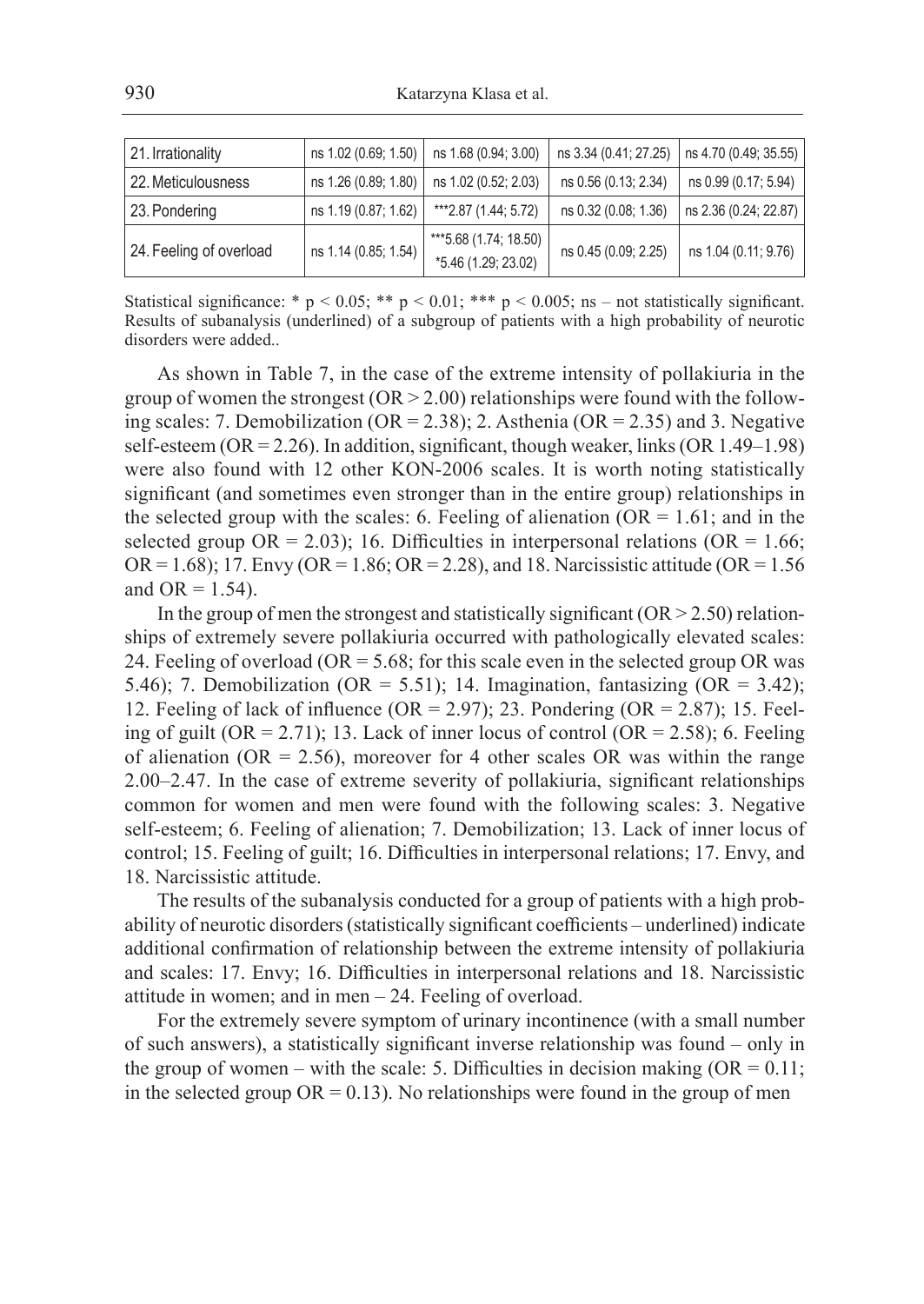| 21. Irrationality | ns 1.02 (0.69; 1.50) | ns 1.68 (0.94; 3.00) | ns 3.34 (0.41; 27.25) | ns 4.70 (0.49; 35.55) |
|---|---|---|---|---|
| 22. Meticulousness | ns 1.26 (0.89; 1.80) | ns 1.02 (0.52; 2.03) | ns 0.56 (0.13; 2.34) | ns 0.99 (0.17; 5.94) |
| 23. Pondering | ns 1.19 (0.87; 1.62) | ***2.87 (1.44; 5.72) | ns 0.32 (0.08; 1.36) | ns 2.36 (0.24; 22.87) |
| 24. Feeling of overload | ns 1.14 (0.85; 1.54) | ***5.68 (1.74; 18.50)<br>*5.46 (1.29; 23.02) | ns 0.45 (0.09; 2.25) | ns 1.04 (0.11; 9.76) |

Statistical significance: * $p < 0.05$; ** $p < 0.01$; *** $p < 0.005$; ns – not statistically significant. Results of subanalysis (underlined) of a subgroup of patients with a high probability of neurotic disorders were added..

As shown in Table 7, in the case of the extreme intensity of pollakiuria in the group of women the strongest (OR > 2.00) relationships were found with the following scales: 7. Demobilization (OR = 2.38); 2. Asthenia (OR = 2.35) and 3. Negative self-esteem (OR = 2.26). In addition, significant, though weaker, links (OR 1.49–1.98) were also found with 12 other KON-2006 scales. It is worth noting statistically significant (and sometimes even stronger than in the entire group) relationships in the selected group with the scales: 6. Feeling of alienation (OR = 1.61; and in the selected group OR = 2.03); 16. Difficulties in interpersonal relations (OR = 1.66; OR = 1.68); 17. Envy (OR = 1.86; OR = 2.28), and 18. Narcissistic attitude (OR = 1.56 and OR = 1.54).

In the group of men the strongest and statistically significant (OR > 2.50) relationships of extremely severe pollakiuria occurred with pathologically elevated scales: 24. Feeling of overload (OR = 5.68; for this scale even in the selected group OR was 5.46); 7. Demobilization (OR = 5.51); 14. Imagination, fantasizing (OR = 3.42); 12. Feeling of lack of influence (OR = 2.97); 23. Pondering (OR = 2.87); 15. Feeling of guilt (OR = 2.71); 13. Lack of inner locus of control (OR = 2.58); 6. Feeling of alienation (OR = 2.56), moreover for 4 other scales OR was within the range 2.00–2.47. In the case of extreme severity of pollakiuria, significant relationships common for women and men were found with the following scales: 3. Negative self-esteem; 6. Feeling of alienation; 7. Demobilization; 13. Lack of inner locus of control; 15. Feeling of guilt; 16. Difficulties in interpersonal relations; 17. Envy, and 18. Narcissistic attitude.

The results of the subanalysis conducted for a group of patients with a high probability of neurotic disorders (statistically significant coefficients – underlined) indicate additional confirmation of relationship between the extreme intensity of pollakiuria and scales: 17. Envy; 16. Difficulties in interpersonal relations and 18. Narcissistic attitude in women; and in men – 24. Feeling of overload.

For the extremely severe symptom of urinary incontinence (with a small number of such answers), a statistically significant inverse relationship was found – only in the group of women – with the scale: 5. Difficulties in decision making (OR = 0.11; in the selected group OR = 0.13). No relationships were found in the group of men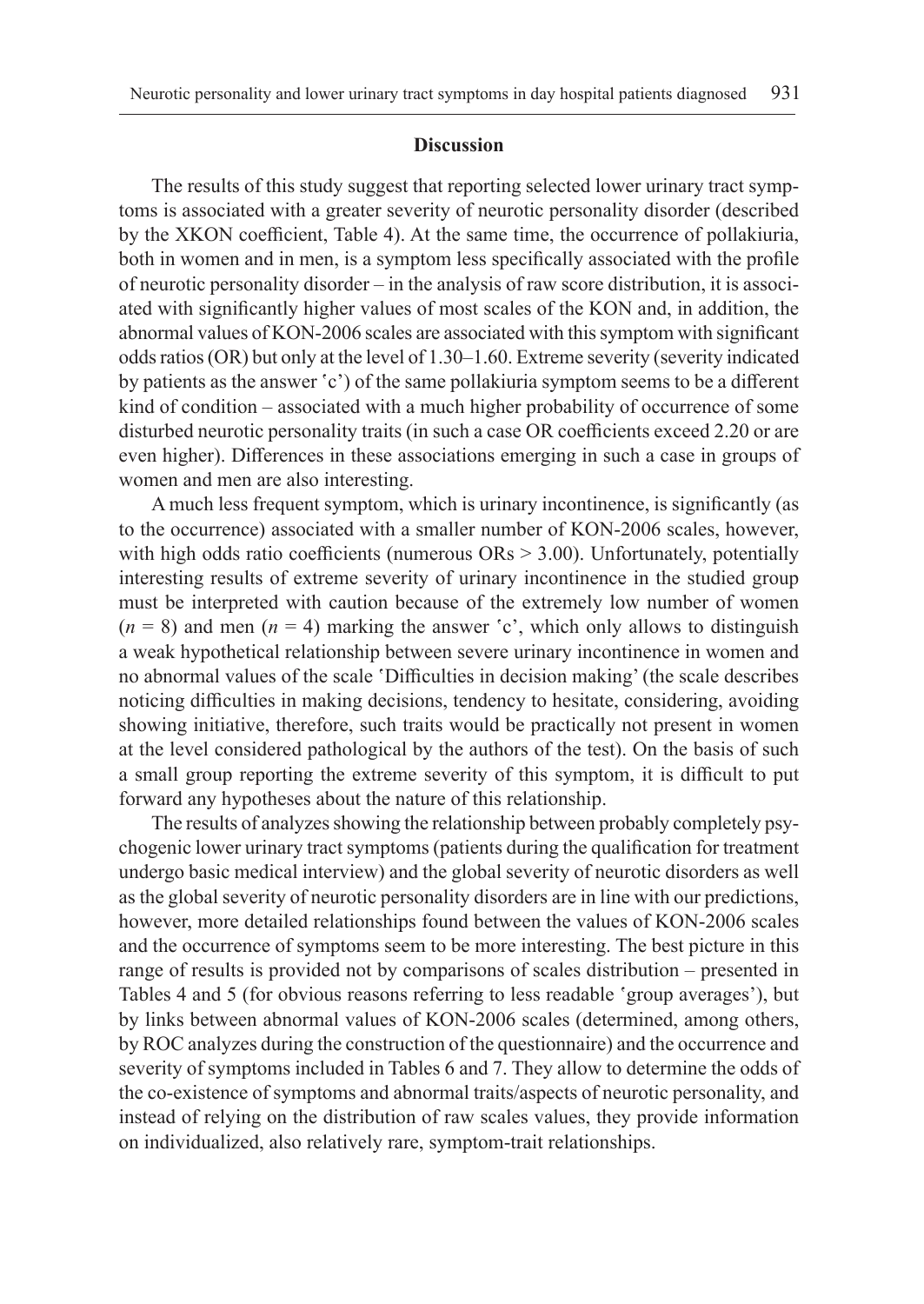## Discussion

The results of this study suggest that reporting selected lower urinary tract symptoms is associated with a greater severity of neurotic personality disorder (described by the XKON coefficient, Table 4). At the same time, the occurrence of pollakiuria, both in women and in men, is a symptom less specifically associated with the profile of neurotic personality disorder – in the analysis of raw score distribution, it is associated with significantly higher values of most scales of the KON and, in addition, the abnormal values of KON-2006 scales are associated with this symptom with significant odds ratios (OR) but only at the level of 1.30–1.60. Extreme severity (severity indicated by patients as the answer 'c') of the same pollakiuria symptom seems to be a different kind of condition – associated with a much higher probability of occurrence of some disturbed neurotic personality traits (in such a case OR coefficients exceed 2.20 or are even higher). Differences in these associations emerging in such a case in groups of women and men are also interesting.

A much less frequent symptom, which is urinary incontinence, is significantly (as to the occurrence) associated with a smaller number of KON-2006 scales, however, with high odds ratio coefficients (numerous ORs > 3.00). Unfortunately, potentially interesting results of extreme severity of urinary incontinence in the studied group must be interpreted with caution because of the extremely low number of women ($n$ = 8) and men ($n$ = 4) marking the answer 'c', which only allows to distinguish a weak hypothetical relationship between severe urinary incontinence in women and no abnormal values of the scale 'Difficulties in decision making' (the scale describes noticing difficulties in making decisions, tendency to hesitate, considering, avoiding showing initiative, therefore, such traits would be practically not present in women at the level considered pathological by the authors of the test). On the basis of such a small group reporting the extreme severity of this symptom, it is difficult to put forward any hypotheses about the nature of this relationship.

The results of analyzes showing the relationship between probably completely psychogenic lower urinary tract symptoms (patients during the qualification for treatment undergo basic medical interview) and the global severity of neurotic disorders as well as the global severity of neurotic personality disorders are in line with our predictions, however, more detailed relationships found between the values of KON-2006 scales and the occurrence of symptoms seem to be more interesting. The best picture in this range of results is provided not by comparisons of scales distribution – presented in Tables 4 and 5 (for obvious reasons referring to less readable 'group averages'), but by links between abnormal values of KON-2006 scales (determined, among others, by ROC analyzes during the construction of the questionnaire) and the occurrence and severity of symptoms included in Tables 6 and 7. They allow to determine the odds of the co-existence of symptoms and abnormal traits/aspects of neurotic personality, and instead of relying on the distribution of raw scales values, they provide information on individualized, also relatively rare, symptom-trait relationships.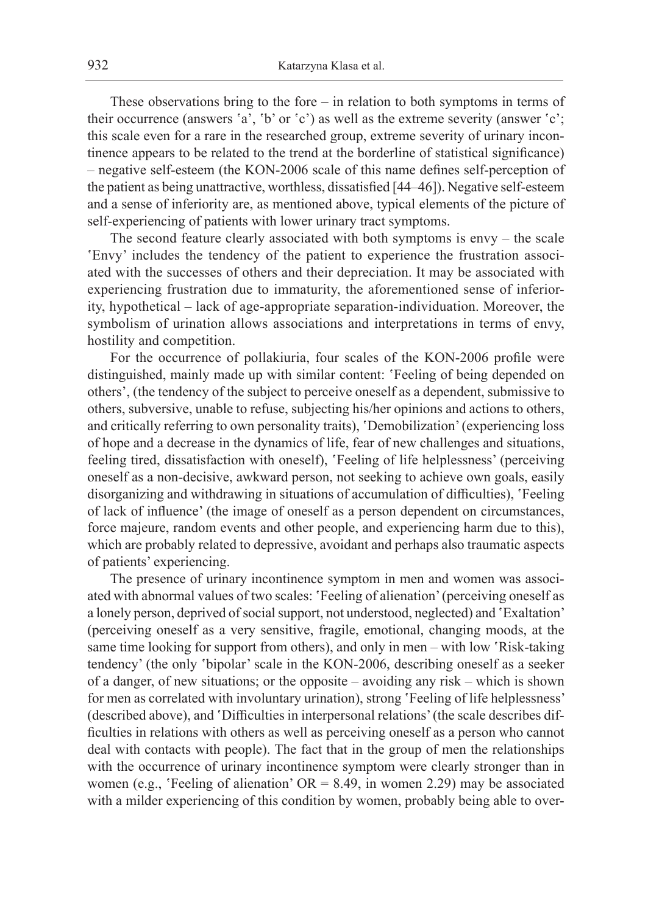These observations bring to the fore – in relation to both symptoms in terms of their occurrence (answers 'a', 'b' or 'c') as well as the extreme severity (answer 'c'; this scale even for a rare in the researched group, extreme severity of urinary incontinence appears to be related to the trend at the borderline of statistical significance) – negative self-esteem (the KON-2006 scale of this name defines self-perception of the patient as being unattractive, worthless, dissatisfied [44–46]). Negative self-esteem and a sense of inferiority are, as mentioned above, typical elements of the picture of self-experiencing of patients with lower urinary tract symptoms.

The second feature clearly associated with both symptoms is envy – the scale 'Envy' includes the tendency of the patient to experience the frustration associated with the successes of others and their depreciation. It may be associated with experiencing frustration due to immaturity, the aforementioned sense of inferiority, hypothetical – lack of age-appropriate separation-individuation. Moreover, the symbolism of urination allows associations and interpretations in terms of envy, hostility and competition.

For the occurrence of pollakiuria, four scales of the KON-2006 profile were distinguished, mainly made up with similar content: 'Feeling of being depended on others', (the tendency of the subject to perceive oneself as a dependent, submissive to others, subversive, unable to refuse, subjecting his/her opinions and actions to others, and critically referring to own personality traits), 'Demobilization' (experiencing loss of hope and a decrease in the dynamics of life, fear of new challenges and situations, feeling tired, dissatisfaction with oneself), 'Feeling of life helplessness' (perceiving oneself as a non-decisive, awkward person, not seeking to achieve own goals, easily disorganizing and withdrawing in situations of accumulation of difficulties), 'Feeling of lack of influence' (the image of oneself as a person dependent on circumstances, force majeure, random events and other people, and experiencing harm due to this), which are probably related to depressive, avoidant and perhaps also traumatic aspects of patients' experiencing.

The presence of urinary incontinence symptom in men and women was associated with abnormal values of two scales: 'Feeling of alienation' (perceiving oneself as a lonely person, deprived of social support, not understood, neglected) and 'Exaltation' (perceiving oneself as a very sensitive, fragile, emotional, changing moods, at the same time looking for support from others), and only in men – with low 'Risk-taking tendency' (the only 'bipolar' scale in the KON-2006, describing oneself as a seeker of a danger, of new situations; or the opposite – avoiding any risk – which is shown for men as correlated with involuntary urination), strong 'Feeling of life helplessness' (described above), and 'Difficulties in interpersonal relations' (the scale describes difficulties in relations with others as well as perceiving oneself as a person who cannot deal with contacts with people). The fact that in the group of men the relationships with the occurrence of urinary incontinence symptom were clearly stronger than in women (e.g., 'Feeling of alienation' OR = 8.49, in women 2.29) may be associated with a milder experiencing of this condition by women, probably being able to over-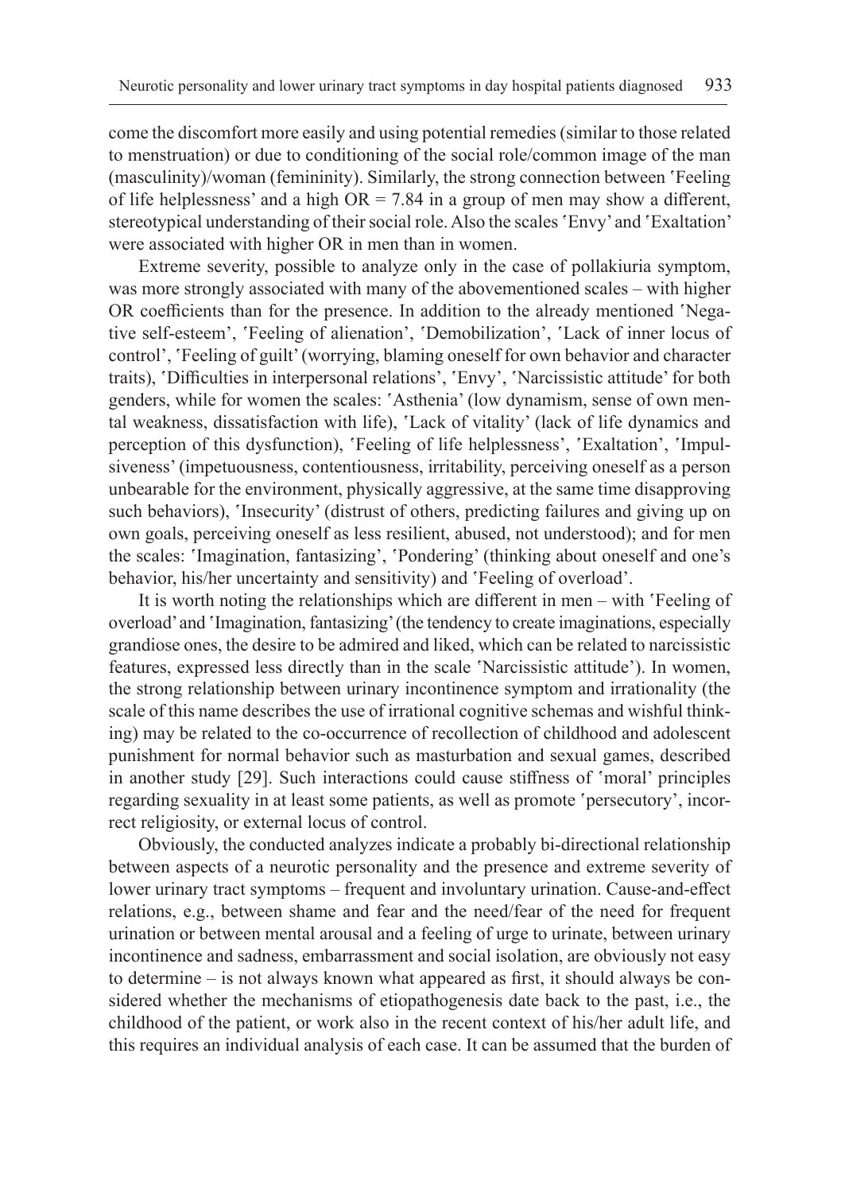come the discomfort more easily and using potential remedies (similar to those related to menstruation) or due to conditioning of the social role/common image of the man (masculinity)/woman (femininity). Similarly, the strong connection between 'Feeling of life helplessness' and a high OR = 7.84 in a group of men may show a different, stereotypical understanding of their social role. Also the scales 'Envy' and 'Exaltation' were associated with higher OR in men than in women.

Extreme severity, possible to analyze only in the case of pollakiuria symptom, was more strongly associated with many of the abovementioned scales – with higher OR coefficients than for the presence. In addition to the already mentioned 'Negative self-esteem', 'Feeling of alienation', 'Demobilization', 'Lack of inner locus of control', 'Feeling of guilt' (worrying, blaming oneself for own behavior and character traits), 'Difficulties in interpersonal relations', 'Envy', 'Narcissistic attitude' for both genders, while for women the scales: 'Asthenia' (low dynamism, sense of own mental weakness, dissatisfaction with life), 'Lack of vitality' (lack of life dynamics and perception of this dysfunction), 'Feeling of life helplessness', 'Exaltation', 'Impulsiveness' (impetuousness, contentiousness, irritability, perceiving oneself as a person unbearable for the environment, physically aggressive, at the same time disapproving such behaviors), 'Insecurity' (distrust of others, predicting failures and giving up on own goals, perceiving oneself as less resilient, abused, not understood); and for men the scales: 'Imagination, fantasizing', 'Pondering' (thinking about oneself and one's behavior, his/her uncertainty and sensitivity) and 'Feeling of overload'.

It is worth noting the relationships which are different in men – with 'Feeling of overload' and 'Imagination, fantasizing' (the tendency to create imaginations, especially grandiose ones, the desire to be admired and liked, which can be related to narcissistic features, expressed less directly than in the scale 'Narcissistic attitude'). In women, the strong relationship between urinary incontinence symptom and irrationality (the scale of this name describes the use of irrational cognitive schemas and wishful thinking) may be related to the co-occurrence of recollection of childhood and adolescent punishment for normal behavior such as masturbation and sexual games, described in another study [29]. Such interactions could cause stiffness of 'moral' principles regarding sexuality in at least some patients, as well as promote 'persecutory', incorrect religiosity, or external locus of control.

Obviously, the conducted analyzes indicate a probably bi-directional relationship between aspects of a neurotic personality and the presence and extreme severity of lower urinary tract symptoms – frequent and involuntary urination. Cause-and-effect relations, e.g., between shame and fear and the need/fear of the need for frequent urination or between mental arousal and a feeling of urge to urinate, between urinary incontinence and sadness, embarrassment and social isolation, are obviously not easy to determine – is not always known what appeared as first, it should always be considered whether the mechanisms of etiopathogenesis date back to the past, i.e., the childhood of the patient, or work also in the recent context of his/her adult life, and this requires an individual analysis of each case. It can be assumed that the burden of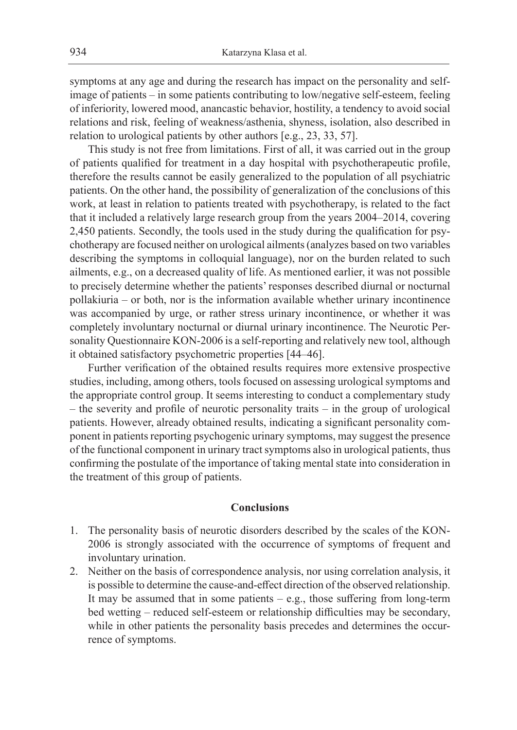symptoms at any age and during the research has impact on the personality and self-image of patients – in some patients contributing to low/negative self-esteem, feeling of inferiority, lowered mood, anancastic behavior, hostility, a tendency to avoid social relations and risk, feeling of weakness/asthenia, shyness, isolation, also described in relation to urological patients by other authors [e.g., 23, 33, 57].

This study is not free from limitations. First of all, it was carried out in the group of patients qualified for treatment in a day hospital with psychotherapeutic profile, therefore the results cannot be easily generalized to the population of all psychiatric patients. On the other hand, the possibility of generalization of the conclusions of this work, at least in relation to patients treated with psychotherapy, is related to the fact that it included a relatively large research group from the years 2004–2014, covering 2,450 patients. Secondly, the tools used in the study during the qualification for psychotherapy are focused neither on urological ailments (analyzes based on two variables describing the symptoms in colloquial language), nor on the burden related to such ailments, e.g., on a decreased quality of life. As mentioned earlier, it was not possible to precisely determine whether the patients' responses described diurnal or nocturnal pollakiuria – or both, nor is the information available whether urinary incontinence was accompanied by urge, or rather stress urinary incontinence, or whether it was completely involuntary nocturnal or diurnal urinary incontinence. The Neurotic Personality Questionnaire KON-2006 is a self-reporting and relatively new tool, although it obtained satisfactory psychometric properties [44–46].

Further verification of the obtained results requires more extensive prospective studies, including, among others, tools focused on assessing urological symptoms and the appropriate control group. It seems interesting to conduct a complementary study – the severity and profile of neurotic personality traits – in the group of urological patients. However, already obtained results, indicating a significant personality component in patients reporting psychogenic urinary symptoms, may suggest the presence of the functional component in urinary tract symptoms also in urological patients, thus confirming the postulate of the importance of taking mental state into consideration in the treatment of this group of patients.

## Conclusions

1. The personality basis of neurotic disorders described by the scales of the KON-2006 is strongly associated with the occurrence of symptoms of frequent and involuntary urination.
2. Neither on the basis of correspondence analysis, nor using correlation analysis, it is possible to determine the cause-and-effect direction of the observed relationship. It may be assumed that in some patients – e.g., those suffering from long-term bed wetting – reduced self-esteem or relationship difficulties may be secondary, while in other patients the personality basis precedes and determines the occurrence of symptoms.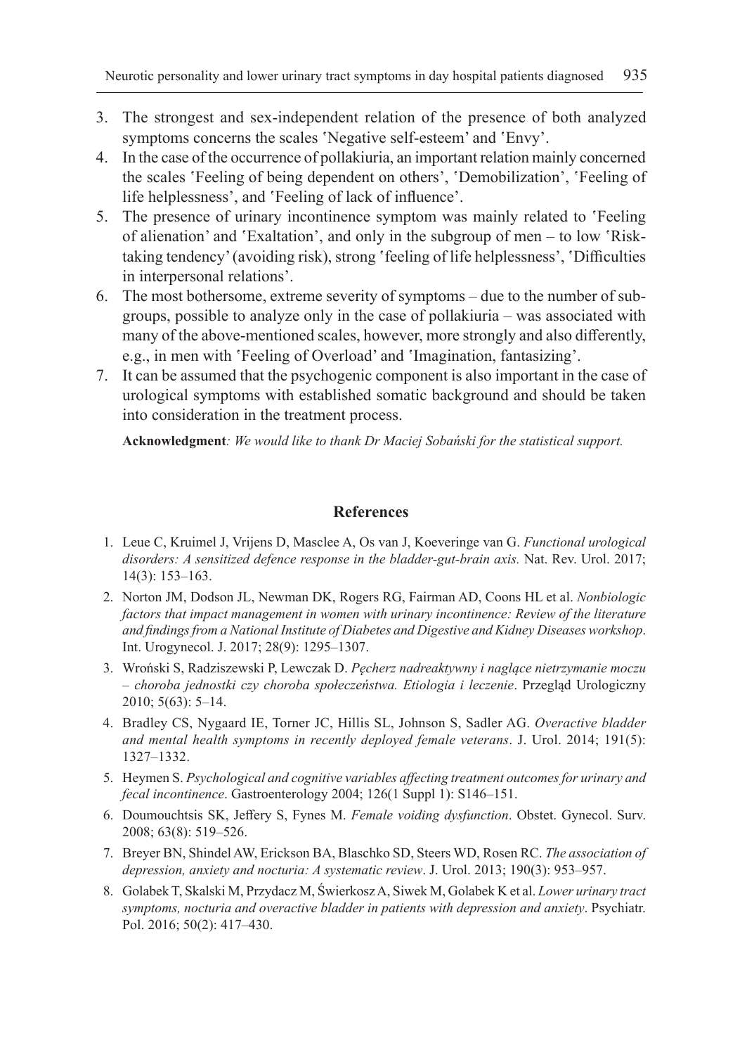3. The strongest and sex-independent relation of the presence of both analyzed symptoms concerns the scales 'Negative self-esteem' and 'Envy'.
4. In the case of the occurrence of pollakiuria, an important relation mainly concerned the scales 'Feeling of being dependent on others', 'Demobilization', 'Feeling of life helplessness', and 'Feeling of lack of influence'.
5. The presence of urinary incontinence symptom was mainly related to 'Feeling of alienation' and 'Exaltation', and only in the subgroup of men – to low 'Risk-taking tendency' (avoiding risk), strong 'feeling of life helplessness', 'Difficulties in interpersonal relations'.
6. The most bothersome, extreme severity of symptoms – due to the number of subgroups, possible to analyze only in the case of pollakiuria – was associated with many of the above-mentioned scales, however, more strongly and also differently, e.g., in men with 'Feeling of Overload' and 'Imagination, fantasizing'.
7. It can be assumed that the psychogenic component is also important in the case of urological symptoms with established somatic background and should be taken into consideration in the treatment process.

**Acknowledgment**: *We would like to thank Dr Maciej Sobański for the statistical support.*

## References

1. Leue C, Kruimel J, Vrijens D, Masclee A, Os van J, Koeveringe van G. *Functional urological disorders: A sensitized defence response in the bladder-gut-brain axis.* Nat. Rev. Urol. 2017; 14(3): 153–163.
2. Norton JM, Dodson JL, Newman DK, Rogers RG, Fairman AD, Coons HL et al. *Nonbiologic factors that impact management in women with urinary incontinence: Review of the literature and findings from a National Institute of Diabetes and Digestive and Kidney Diseases workshop*. Int. Urogynecol. J. 2017; 28(9): 1295–1307.
3. Wroński S, Radziszewski P, Lewczak D. *Pęcherz nadreaktywny i naglące nietrzymanie moczu – choroba jednostki czy choroba społeczeństwa. Etiologia i leczenie*. Przegląd Urologiczny 2010; 5(63): 5–14.
4. Bradley CS, Nygaard IE, Torner JC, Hillis SL, Johnson S, Sadler AG. *Overactive bladder and mental health symptoms in recently deployed female veterans*. J. Urol. 2014; 191(5): 1327–1332.
5. Heymen S. *Psychological and cognitive variables affecting treatment outcomes for urinary and fecal incontinence*. Gastroenterology 2004; 126(1 Suppl 1): S146–151.
6. Doumouchtsis SK, Jeffery S, Fynes M. *Female voiding dysfunction*. Obstet. Gynecol. Surv. 2008; 63(8): 519–526.
7. Breyer BN, Shindel AW, Erickson BA, Blaschko SD, Steers WD, Rosen RC. *The association of depression, anxiety and nocturia: A systematic review*. J. Urol. 2013; 190(3): 953–957.
8. Golabek T, Skalski M, Przydacz M, Świerkosz A, Siwek M, Golabek K et al. *Lower urinary tract symptoms, nocturia and overactive bladder in patients with depression and anxiety*. Psychiatr. Pol. 2016; 50(2): 417–430.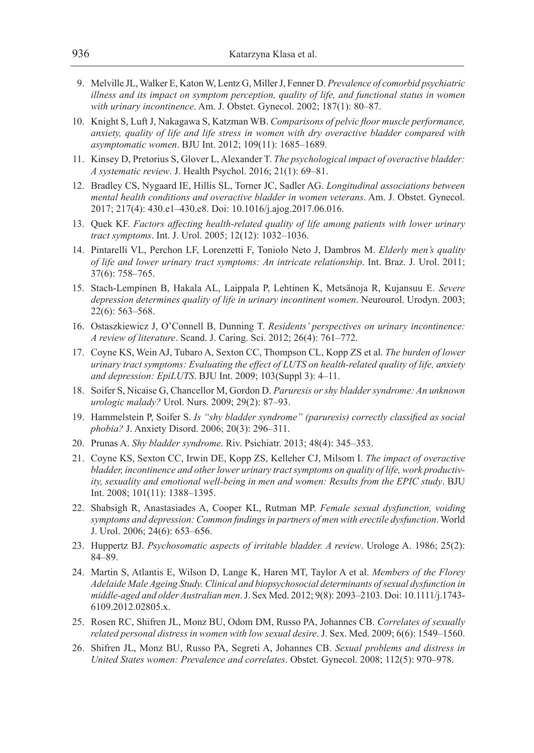9. Melville JL, Walker E, Katon W, Lentz G, Miller J, Fenner D. *Prevalence of comorbid psychiatric illness and its impact on symptom perception, quality of life, and functional status in women with urinary incontinence*. Am. J. Obstet. Gynecol. 2002; 187(1): 80–87.
10. Knight S, Luft J, Nakagawa S, Katzman WB. *Comparisons of pelvic floor muscle performance, anxiety, quality of life and life stress in women with dry overactive bladder compared with asymptomatic women*. BJU Int. 2012; 109(11): 1685–1689.
11. Kinsey D, Pretorius S, Glover L, Alexander T. *The psychological impact of overactive bladder: A systematic review*. J. Health Psychol. 2016; 21(1): 69–81.
12. Bradley CS, Nygaard IE, Hillis SL, Torner JC, Sadler AG. *Longitudinal associations between mental health conditions and overactive bladder in women veterans*. Am. J. Obstet. Gynecol. 2017; 217(4): 430.e1–430.e8. Doi: 10.1016/j.ajog.2017.06.016.
13. Quek KF. *Factors affecting health-related quality of life among patients with lower urinary tract symptoms*. Int. J. Urol. 2005; 12(12): 1032–1036.
14. Pintarelli VL, Perchon LF, Lorenzetti F, Toniolo Neto J, Dambros M. *Elderly men's quality of life and lower urinary tract symptoms: An intricate relationship*. Int. Braz. J. Urol. 2011; 37(6): 758–765.
15. Stach-Lempinen B, Hakala AL, Laippala P, Lehtinen K, Metsänoja R, Kujansuu E. *Severe depression determines quality of life in urinary incontinent women*. Neurourol. Urodyn. 2003; 22(6): 563–568.
16. Ostaszkiewicz J, O'Connell B, Dunning T. *Residents' perspectives on urinary incontinence: A review of literature*. Scand. J. Caring. Sci. 2012; 26(4): 761–772.
17. Coyne KS, Wein AJ, Tubaro A, Sexton CC, Thompson CL, Kopp ZS et al. *The burden of lower urinary tract symptoms: Evaluating the effect of LUTS on health-related quality of life, anxiety and depression: EpiLUTS*. BJU Int. 2009; 103(Suppl 3): 4–11.
18. Soifer S, Nicaise G, Chancellor M, Gordon D. *Paruresis or shy bladder syndrome: An unknown urologic malady?* Urol. Nurs. 2009; 29(2): 87–93.
19. Hammelstein P, Soifer S. *Is "shy bladder syndrome" (paruresis) correctly classified as social phobia?* J. Anxiety Disord. 2006; 20(3): 296–311.
20. Prunas A. *Shy bladder syndrome*. Riv. Psichiatr. 2013; 48(4): 345–353.
21. Coyne KS, Sexton CC, Irwin DE, Kopp ZS, Kelleher CJ, Milsom I. *The impact of overactive bladder, incontinence and other lower urinary tract symptoms on quality of life, work productivity, sexuality and emotional well-being in men and women: Results from the EPIC study*. BJU Int. 2008; 101(11): 1388–1395.
22. Shabsigh R, Anastasiades A, Cooper KL, Rutman MP. *Female sexual dysfunction, voiding symptoms and depression: Common findings in partners of men with erectile dysfunction*. World J. Urol. 2006; 24(6): 653–656.
23. Huppertz BJ. *Psychosomatic aspects of irritable bladder. A review*. Urologe A. 1986; 25(2): 84–89.
24. Martin S, Atlantis E, Wilson D, Lange K, Haren MT, Taylor A et al. *Members of the Florey Adelaide Male Ageing Study. Clinical and biopsychosocial determinants of sexual dysfunction in middle-aged and older Australian men*. J. Sex Med. 2012; 9(8): 2093–2103. Doi: 10.1111/j.1743-6109.2012.02805.x.
25. Rosen RC, Shifren JL, Monz BU, Odom DM, Russo PA, Johannes CB. *Correlates of sexually related personal distress in women with low sexual desire*. J. Sex. Med. 2009; 6(6): 1549–1560.
26. Shifren JL, Monz BU, Russo PA, Segreti A, Johannes CB. *Sexual problems and distress in United States women: Prevalence and correlates*. Obstet. Gynecol. 2008; 112(5): 970–978.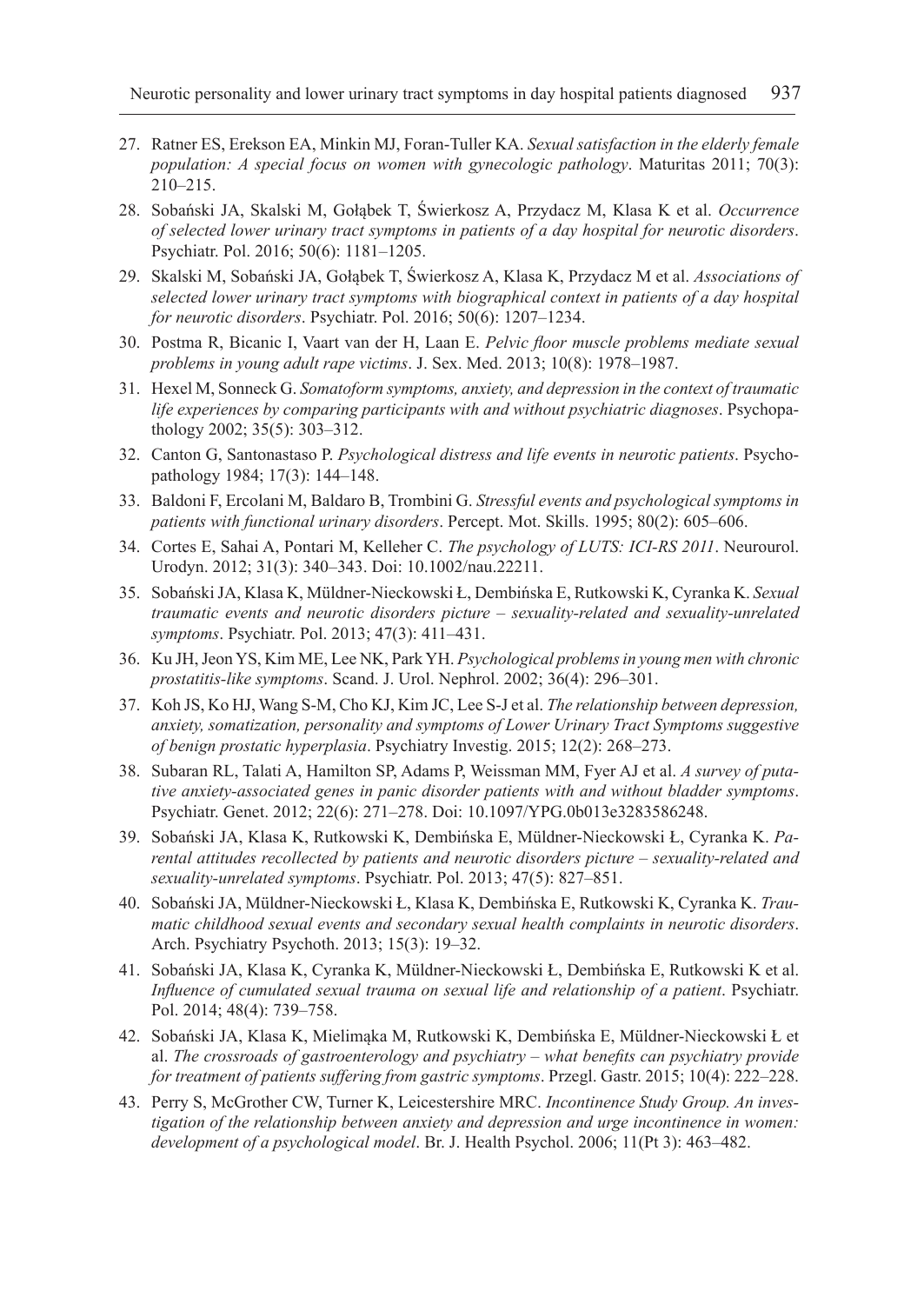27. Ratner ES, Erekson EA, Minkin MJ, Foran-Tuller KA. *Sexual satisfaction in the elderly female population: A special focus on women with gynecologic pathology*. Maturitas 2011; 70(3): 210–215.
28. Sobański JA, Skalski M, Gołąbek T, Świerkosz A, Przydacz M, Klasa K et al. *Occurrence of selected lower urinary tract symptoms in patients of a day hospital for neurotic disorders*. Psychiatr. Pol. 2016; 50(6): 1181–1205.
29. Skalski M, Sobański JA, Gołąbek T, Świerkosz A, Klasa K, Przydacz M et al. *Associations of selected lower urinary tract symptoms with biographical context in patients of a day hospital for neurotic disorders*. Psychiatr. Pol. 2016; 50(6): 1207–1234.
30. Postma R, Bicanic I, Vaart van der H, Laan E. *Pelvic floor muscle problems mediate sexual problems in young adult rape victims*. J. Sex. Med. 2013; 10(8): 1978–1987.
31. Hexel M, Sonneck G. *Somatoform symptoms, anxiety, and depression in the context of traumatic life experiences by comparing participants with and without psychiatric diagnoses*. Psychopathology 2002; 35(5): 303–312.
32. Canton G, Santonastaso P. *Psychological distress and life events in neurotic patients*. Psychopathology 1984; 17(3): 144–148.
33. Baldoni F, Ercolani M, Baldaro B, Trombini G. *Stressful events and psychological symptoms in patients with functional urinary disorders*. Percept. Mot. Skills. 1995; 80(2): 605–606.
34. Cortes E, Sahai A, Pontari M, Kelleher C. *The psychology of LUTS: ICI-RS 2011*. Neurourol. Urodyn. 2012; 31(3): 340–343. Doi: 10.1002/nau.22211.
35. Sobański JA, Klasa K, Müldner-Nieckowski Ł, Dembińska E, Rutkowski K, Cyranka K. *Sexual traumatic events and neurotic disorders picture – sexuality-related and sexuality-unrelated symptoms*. Psychiatr. Pol. 2013; 47(3): 411–431.
36. Ku JH, Jeon YS, Kim ME, Lee NK, Park YH. *Psychological problems in young men with chronic prostatitis-like symptoms*. Scand. J. Urol. Nephrol. 2002; 36(4): 296–301.
37. Koh JS, Ko HJ, Wang S-M, Cho KJ, Kim JC, Lee S-J et al. *The relationship between depression, anxiety, somatization, personality and symptoms of Lower Urinary Tract Symptoms suggestive of benign prostatic hyperplasia*. Psychiatry Investig. 2015; 12(2): 268–273.
38. Subaran RL, Talati A, Hamilton SP, Adams P, Weissman MM, Fyer AJ et al. *A survey of putative anxiety-associated genes in panic disorder patients with and without bladder symptoms*. Psychiatr. Genet. 2012; 22(6): 271–278. Doi: 10.1097/YPG.0b013e3283586248.
39. Sobański JA, Klasa K, Rutkowski K, Dembińska E, Müldner-Nieckowski Ł, Cyranka K. *Parental attitudes recollected by patients and neurotic disorders picture – sexuality-related and sexuality-unrelated symptoms*. Psychiatr. Pol. 2013; 47(5): 827–851.
40. Sobański JA, Müldner-Nieckowski Ł, Klasa K, Dembińska E, Rutkowski K, Cyranka K. *Traumatic childhood sexual events and secondary sexual health complaints in neurotic disorders*. Arch. Psychiatry Psychoth. 2013; 15(3): 19–32.
41. Sobański JA, Klasa K, Cyranka K, Müldner-Nieckowski Ł, Dembińska E, Rutkowski K et al. *Influence of cumulated sexual trauma on sexual life and relationship of a patient*. Psychiatr. Pol. 2014; 48(4): 739–758.
42. Sobański JA, Klasa K, Mielimąka M, Rutkowski K, Dembińska E, Müldner-Nieckowski Ł et al. *The crossroads of gastroenterology and psychiatry – what benefits can psychiatry provide for treatment of patients suffering from gastric symptoms*. Przegl. Gastr. 2015; 10(4): 222–228.
43. Perry S, McGrother CW, Turner K, Leicestershire MRC. *Incontinence Study Group. An investigation of the relationship between anxiety and depression and urge incontinence in women: development of a psychological model*. Br. J. Health Psychol. 2006; 11(Pt 3): 463–482.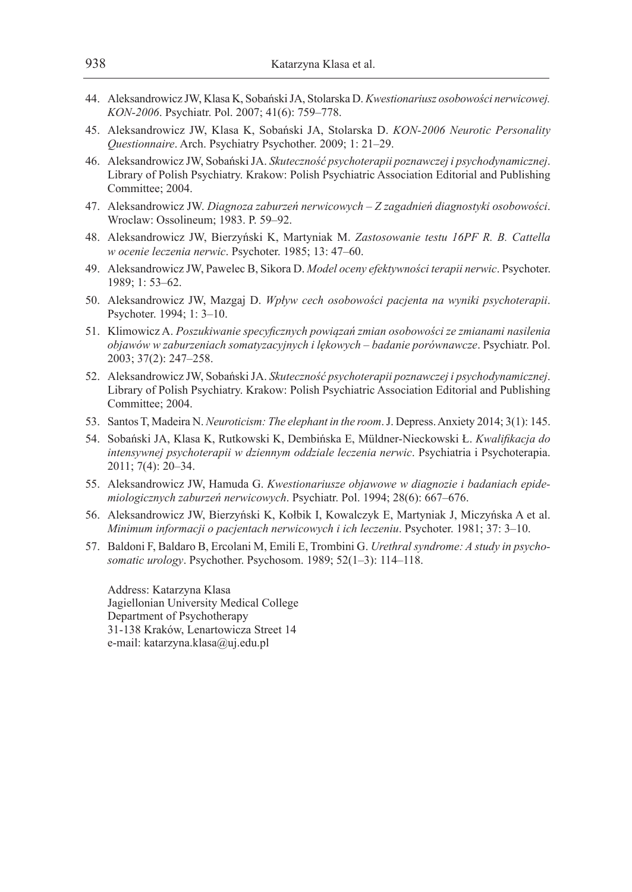44. Aleksandrowicz JW, Klasa K, Sobański JA, Stolarska D. *Kwestionariusz osobowości nerwicowej. KON-2006*. Psychiatr. Pol. 2007; 41(6): 759–778.
45. Aleksandrowicz JW, Klasa K, Sobański JA, Stolarska D. *KON-2006 Neurotic Personality Questionnaire*. Arch. Psychiatry Psychother. 2009; 1: 21–29.
46. Aleksandrowicz JW, Sobański JA. *Skuteczność psychoterapii poznawczej i psychodynamicznej*. Library of Polish Psychiatry. Krakow: Polish Psychiatric Association Editorial and Publishing Committee; 2004.
47. Aleksandrowicz JW. *Diagnoza zaburzeń nerwicowych – Z zagadnień diagnostyki osobowości*. Wroclaw: Ossolineum; 1983. P. 59–92.
48. Aleksandrowicz JW, Bierzyński K, Martyniak M. *Zastosowanie testu 16PF R. B. Cattella w ocenie leczenia nerwic*. Psychoter. 1985; 13: 47–60.
49. Aleksandrowicz JW, Pawelec B, Sikora D. *Model oceny efektywności terapii nerwic*. Psychoter. 1989; 1: 53–62.
50. Aleksandrowicz JW, Mazgaj D. *Wpływ cech osobowości pacjenta na wyniki psychoterapii*. Psychoter. 1994; 1: 3–10.
51. Klimowicz A. *Poszukiwanie specyficznych powiązań zmian osobowości ze zmianami nasilenia objawów w zaburzeniach somatyzacyjnych i lękowych – badanie porównawcze*. Psychiatr. Pol. 2003; 37(2): 247–258.
52. Aleksandrowicz JW, Sobański JA. *Skuteczność psychoterapii poznawczej i psychodynamicznej*. Library of Polish Psychiatry. Krakow: Polish Psychiatric Association Editorial and Publishing Committee; 2004.
53. Santos T, Madeira N. *Neuroticism: The elephant in the room*. J. Depress. Anxiety 2014; 3(1): 145.
54. Sobański JA, Klasa K, Rutkowski K, Dembińska E, Müldner-Nieckowski Ł. *Kwalifikacja do intensywnej psychoterapii w dziennym oddziale leczenia nerwic*. Psychiatria i Psychoterapia. 2011; 7(4): 20–34.
55. Aleksandrowicz JW, Hamuda G. *Kwestionariusze objawowe w diagnozie i badaniach epidemiologicznych zaburzeń nerwicowych*. Psychiatr. Pol. 1994; 28(6): 667–676.
56. Aleksandrowicz JW, Bierzyński K, Kołbik I, Kowalczyk E, Martyniak J, Miczyńska A et al. *Minimum informacji o pacjentach nerwicowych i ich leczeniu*. Psychoter. 1981; 37: 3–10.
57. Baldoni F, Baldaro B, Ercolani M, Emili E, Trombini G. *Urethral syndrome: A study in psychosomatic urology*. Psychother. Psychosom. 1989; 52(1–3): 114–118.

Address: Katarzyna Klasa
Jagiellonian University Medical College
Department of Psychotherapy
31-138 Kraków, Lenartowicza Street 14
e-mail: katarzyna.klasa@uj.edu.pl